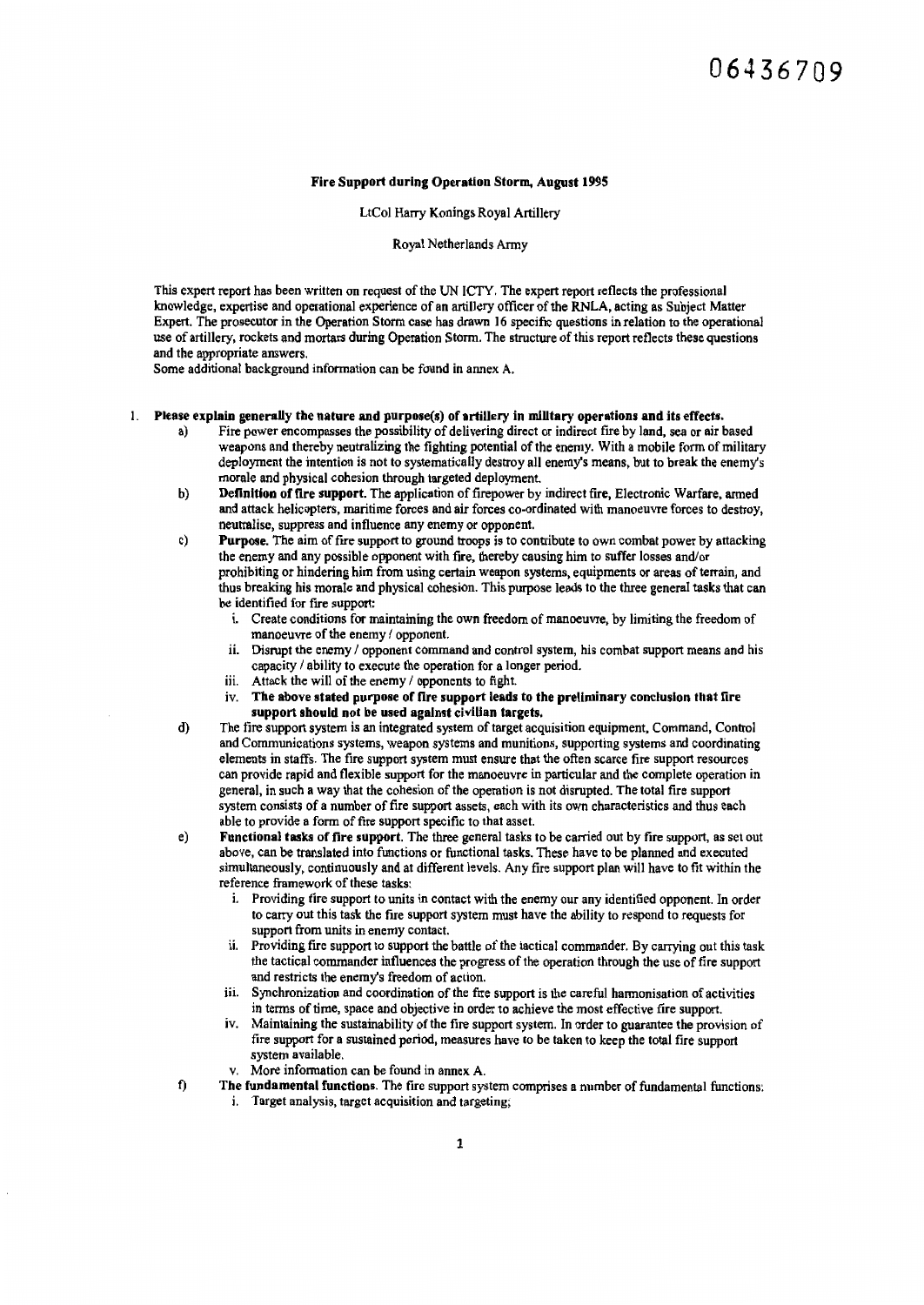06436709

**Fire Support during Operation Storm, August 1995**

LtCol Harry Konings Royal Artillery

Royal Netherlands Army

This expert report has been written on request of the UN ICTY. The expert report reflects the professional knowledge, expertise and operational experience of an artillery officer of the RNLA, acting as Subject Matter Expert. The prosecutor in the Operation Storm case has drawn 16 specific questions in relation to the operational use of artillery, rockets and mortars during Operation Storm. The structure of this report reflects these questions and the appropriate answers.
Some additional background information can be found in annex A.

1. **Please explain generally the nature and purpose(s) of artillery in military operations and its effects.**
   a) Fire power encompasses the possibility of delivering direct or indirect fire by land, sea or air based weapons and thereby neutralizing the fighting potential of the enemy. With a mobile form of military deployment the intention is not to systematically destroy all enemy's means, but to break the enemy's morale and physical cohesion through targeted deployment.
   b) **Definition of fire support.** The application of firepower by indirect fire, Electronic Warfare, armed and attack helicopters, maritime forces and air forces co-ordinated with manoeuvre forces to destroy, neutralise, suppress and influence any enemy or opponent.
   c) **Purpose.** The aim of fire support to ground troops is to contribute to own combat power by attacking the enemy and any possible opponent with fire, thereby causing him to suffer losses and/or prohibiting or hindering him from using certain weapon systems, equipments or areas of terrain, and thus breaking his morale and physical cohesion. This purpose leads to the three general tasks that can be identified for fire support:
      i. Create conditions for maintaining the own freedom of manoeuvre, by limiting the freedom of manoeuvre of the enemy / opponent.
      ii. Disrupt the enemy / opponent command and control system, his combat support means and his capacity / ability to execute the operation for a longer period.
      iii. Attack the will of the enemy / opponents to fight.
      iv. **The above stated purpose of fire support leads to the preliminary conclusion that fire support should not be used against civilian targets.**
   d) The fire support system is an integrated system of target acquisition equipment, Command, Control and Communications systems, weapon systems and munitions, supporting systems and coordinating elements in staffs. The fire support system must ensure that the often scarce fire support resources can provide rapid and flexible support for the manoeuvre in particular and the complete operation in general, in such a way that the cohesion of the operation is not disrupted. The total fire support system consists of a number of fire support assets, each with its own characteristics and thus each able to provide a form of fire support specific to that asset.
   e) **Functional tasks of fire support.** The three general tasks to be carried out by fire support, as set out above, can be translated into functions or functional tasks. These have to be planned and executed simultaneously, continuously and at different levels. Any fire support plan will have to fit within the reference framework of these tasks:
      i. Providing fire support to units in contact with the enemy our any identified opponent. In order to carry out this task the fire support system must have the ability to respond to requests for support from units in enemy contact.
      ii. Providing fire support to support the battle of the tactical commander. By carrying out this task the tactical commander influences the progress of the operation through the use of fire support and restricts the enemy's freedom of action.
      iii. Synchronization and coordination of the fire support is the careful harmonisation of activities in terms of time, space and objective in order to achieve the most effective fire support.
      iv. Maintaining the sustainability of the fire support system. In order to guarantee the provision of fire support for a sustained period, measures have to be taken to keep the total fire support system available.
      v. More information can be found in annex A.
   f) **The fundamental functions.** The fire support system comprises a number of fundamental functions:
      i. Target analysis, target acquisition and targeting;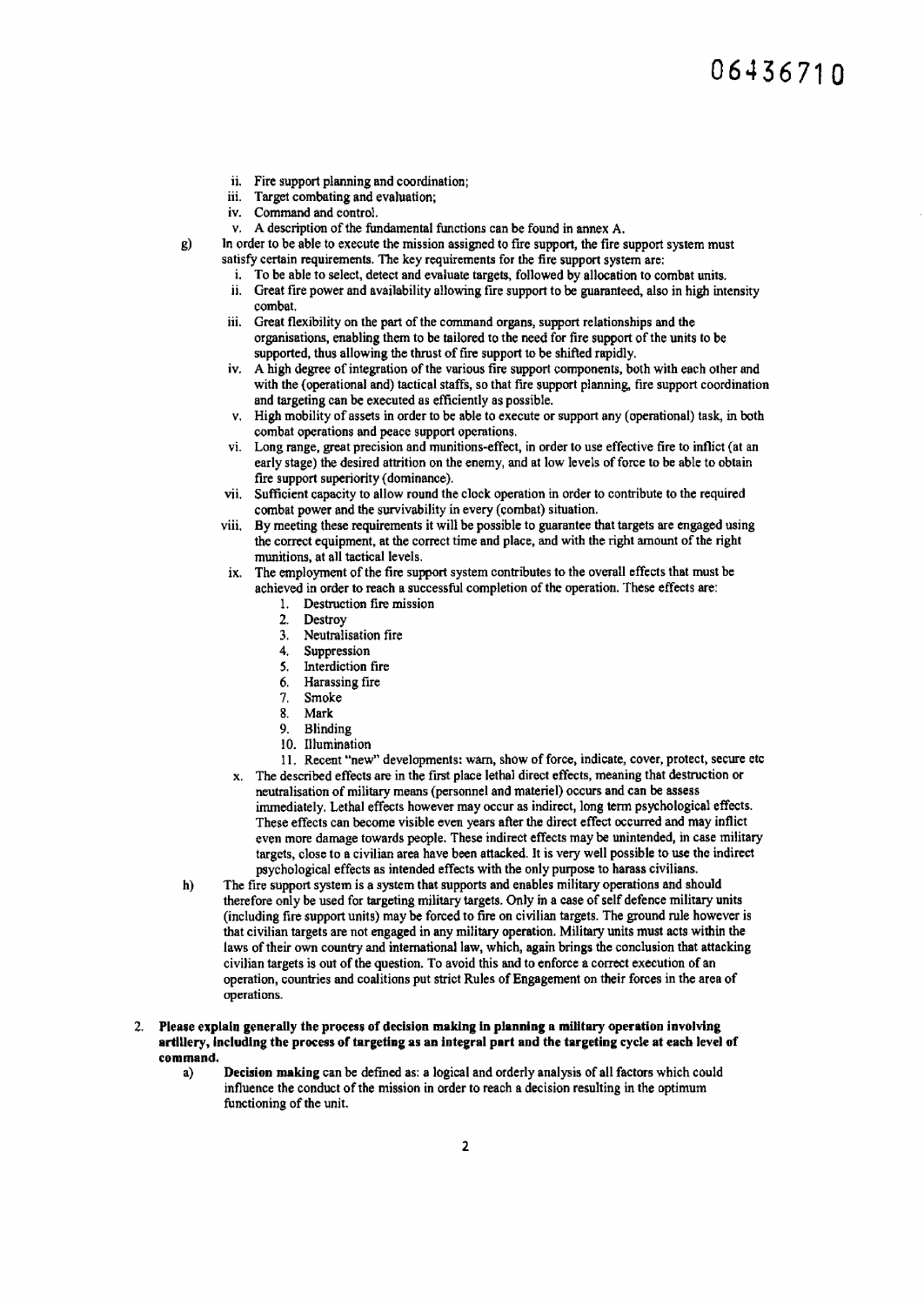ii. Fire support planning and coordination;
iii. Target combating and evaluation;
iv. Command and control.
v. A description of the fundamental functions can be found in annex A.

g) In order to be able to execute the mission assigned to fire support, the fire support system must satisfy certain requirements. The key requirements for the fire support system are:
   i. To be able to select, detect and evaluate targets, followed by allocation to combat units.
   ii. Great fire power and availability allowing fire support to be guaranteed, also in high intensity combat.
   iii. Great flexibility on the part of the command organs, support relationships and the organisations, enabling them to be tailored to the need for fire support of the units to be supported, thus allowing the thrust of fire support to be shifted rapidly.
   iv. A high degree of integration of the various fire support components, both with each other and with the (operational and) tactical staffs, so that fire support planning, fire support coordination and targeting can be executed as efficiently as possible.
   v. High mobility of assets in order to be able to execute or support any (operational) task, in both combat operations and peace support operations.
   vi. Long range, great precision and munitions-effect, in order to use effective fire to inflict (at an early stage) the desired attrition on the enemy, and at low levels of force to be able to obtain fire support superiority (dominance).
   vii. Sufficient capacity to allow round the clock operation in order to contribute to the required combat power and the survivability in every (combat) situation.
   viii. By meeting these requirements it will be possible to guarantee that targets are engaged using the correct equipment, at the correct time and place, and with the right amount of the right munitions, at all tactical levels.
   ix. The employment of the fire support system contributes to the overall effects that must be achieved in order to reach a successful completion of the operation. These effects are:
      1. Destruction fire mission
      2. Destroy
      3. Neutralisation fire
      4. Suppression
      5. Interdiction fire
      6. Harassing fire
      7. Smoke
      8. Mark
      9. Blinding
      10. Illumination
      11. Recent "new" developments: warn, show of force, indicate, cover, protect, secure etc
   x. The described effects are in the first place lethal direct effects, meaning that destruction or neutralisation of military means (personnel and materiel) occurs and can be assess immediately. Lethal effects however may occur as indirect, long term psychological effects. These effects can become visible even years after the direct effect occurred and may inflict even more damage towards people. These indirect effects may be unintended, in case military targets, close to a civilian area have been attacked. It is very well possible to use the indirect psychological effects as intended effects with the only purpose to harass civilians.

h) The fire support system is a system that supports and enables military operations and should therefore only be used for targeting military targets. Only in a case of self defence military units (including fire support units) may be forced to fire on civilian targets. The ground rule however is that civilian targets are not engaged in any military operation. Military units must acts within the laws of their own country and international law, which, again brings the conclusion that attacking civilian targets is out of the question. To avoid this and to enforce a correct execution of an operation, countries and coalitions put strict Rules of Engagement on their forces in the area of operations.

2. **Please explain generally the process of decision making in planning a military operation involving artillery, including the process of targeting as an integral part and the targeting cycle at each level of command.**

   a) **Decision making** can be defined as: a logical and orderly analysis of all factors which could influence the conduct of the mission in order to reach a decision resulting in the optimum functioning of the unit.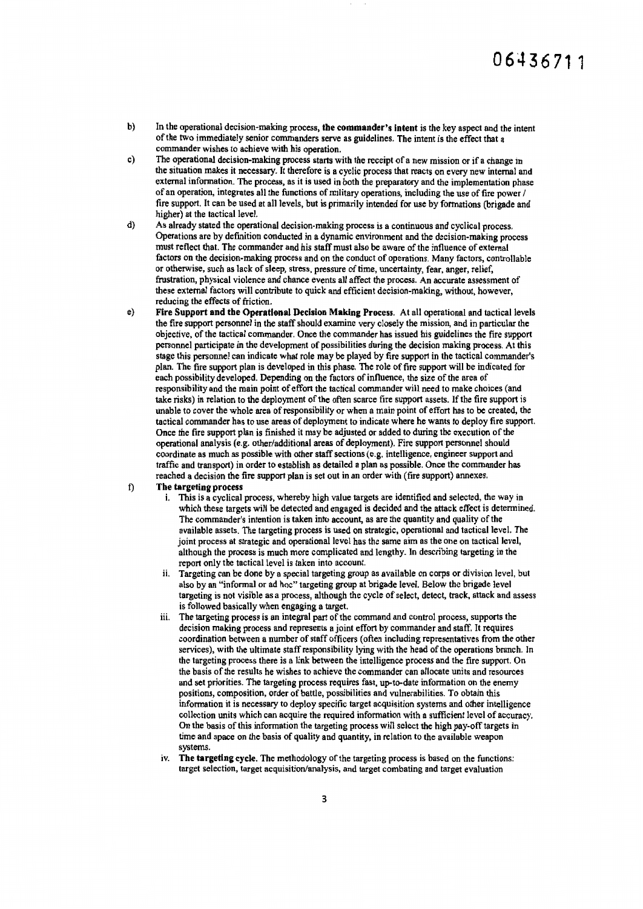0643671 1

b) In the operational decision-making process, **the commander's intent** is the key aspect and the intent of the two immediately senior commanders serve as guidelines. The intent is the effect that a commander wishes to achieve with his operation.

c) The operational decision-making process starts with the receipt of a new mission or if a change in the situation makes it necessary. It therefore is a cyclic process that reacts on every new internal and external information. The process, as it is used in both the preparatory and the implementation phase of an operation, integrates all the functions of military operations, including the use of fire power / fire support. It can be used at all levels, but is primarily intended for use by formations (brigade and higher) at the tactical level.

d) As already stated the operational decision-making process is a continuous and cyclical process. Operations are by definition conducted in a dynamic environment and the decision-making process must reflect that. The commander and his staff must also be aware of the influence of external factors on the decision-making process and on the conduct of operations. Many factors, controllable or otherwise, such as lack of sleep, stress, pressure of time, uncertainty, fear, anger, relief, frustration, physical violence and chance events all affect the process. An accurate assessment of these external factors will contribute to quick and efficient decision-making, without, however, reducing the effects of friction.

e) **Fire Support and the Operational Decision Making Process.** At all operational and tactical levels the fire support personnel in the staff should examine very closely the mission, and in particular the objective, of the tactical commander. Once the commander has issued his guidelines the fire support personnel participate in the development of possibilities during the decision making process. At this stage this personnel can indicate what role may be played by fire support in the tactical commander's plan. The fire support plan is developed in this phase. The role of fire support will be indicated for each possibility developed. Depending on the factors of influence, the size of the area of responsibility and the main point of effort the tactical commander will need to make choices (and take risks) in relation to the deployment of the often scarce fire support assets. If the fire support is unable to cover the whole area of responsibility or when a main point of effort has to be created, the tactical commander has to use areas of deployment to indicate where he wants to deploy fire support. Once the fire support plan is finished it may be adjusted or added to during the execution of the operational analysis (e.g. other/additional areas of deployment). Fire support personnel should coordinate as much as possible with other staff sections (e.g. intelligence, engineer support and traffic and transport) in order to establish as detailed a plan as possible. Once the commander has reached a decision the fire support plan is set out in an order with (fire support) annexes.

f) **The targeting process**

i. This is a cyclical process, whereby high value targets are identified and selected, the way in which these targets will be detected and engaged is decided and the attack effect is determined. The commander's intention is taken into account, as are the quantity and quality of the available assets. The targeting process is used on strategic, operational and tactical level. The joint process at strategic and operational level has the same aim as the one on tactical level, although the process is much more complicated and lengthy. In describing targeting in the report only the tactical level is taken into account.

ii. Targeting can be done by a special targeting group as available on corps or division level, but also by an "informal or ad hoc" targeting group at brigade level. Below the brigade level targeting is not visible as a process, although the cycle of select, detect, track, attack and assess is followed basically when engaging a target.

iii. The targeting process is an integral part of the command and control process, supports the decision making process and represents a joint effort by commander and staff. It requires coordination between a number of staff officers (often including representatives from the other services), with the ultimate staff responsibility lying with the head of the operations branch. In the targeting process there is a link between the intelligence process and the fire support. On the basis of the results he wishes to achieve the commander can allocate units and resources and set priorities. The targeting process requires fast, up-to-date information on the enemy positions, composition, order of battle, possibilities and vulnerabilities. To obtain this information it is necessary to deploy specific target acquisition systems and other intelligence collection units which can acquire the required information with a sufficient level of accuracy. On the basis of this information the targeting process will select the high pay-off targets in time and space on the basis of quality and quantity, in relation to the available weapon systems.

iv. **The targeting cycle.** The methodology of the targeting process is based on the functions: target selection, target acquisition/analysis, and target combating and target evaluation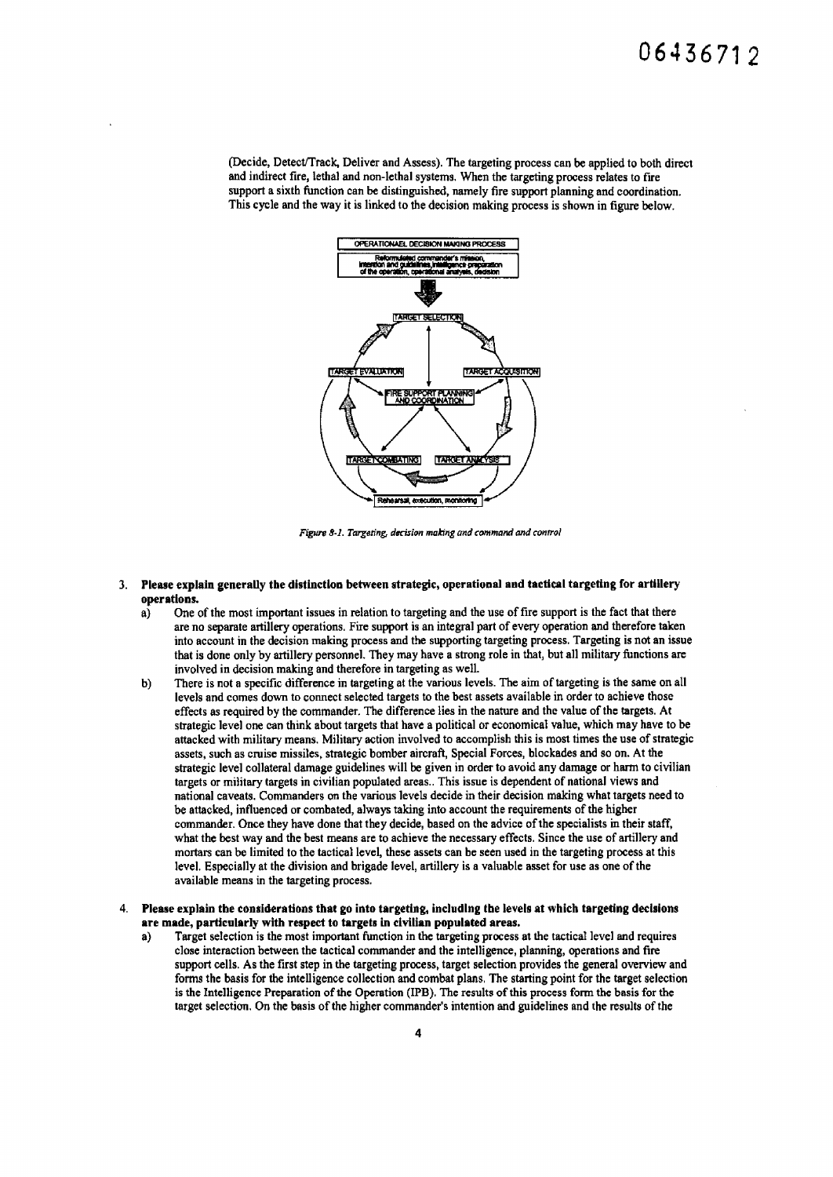(Decide, Detect/Track, Deliver and Assess). The targeting process can be applied to both direct and indirect fire, lethal and non-lethal systems. When the targeting process relates to fire support a sixth function can be distinguished, namely fire support planning and coordination. This cycle and the way it is linked to the decision making process is shown in figure below.

*Figure 8-1. Targeting, decision making and command and control*

3. **Please explain generally the distinction between strategic, operational and tactical targeting for artillery operations.**
   a) One of the most important issues in relation to targeting and the use of fire support is the fact that there are no separate artillery operations. Fire support is an integral part of every operation and therefore taken into account in the decision making process and the supporting targeting process. Targeting is not an issue that is done only by artillery personnel. They may have a strong role in that, but all military functions are involved in decision making and therefore in targeting as well.
   b) There is not a specific difference in targeting at the various levels. The aim of targeting is the same on all levels and comes down to connect selected targets to the best assets available in order to achieve those effects as required by the commander. The difference lies in the nature and the value of the targets. At strategic level one can think about targets that have a political or economical value, which may have to be attacked with military means. Military action involved to accomplish this is most times the use of strategic assets, such as cruise missiles, strategic bomber aircraft, Special Forces, blockades and so on. At the strategic level collateral damage guidelines will be given in order to avoid any damage or harm to civilian targets or military targets in civilian populated areas.. This issue is dependent of national views and national caveats. Commanders on the various levels decide in their decision making what targets need to be attacked, influenced or combated, always taking into account the requirements of the higher commander. Once they have done that they decide, based on the advice of the specialists in their staff, what the best way and the best means are to achieve the necessary effects. Since the use of artillery and mortars can be limited to the tactical level, these assets can be seen used in the targeting process at this level. Especially at the division and brigade level, artillery is a valuable asset for use as one of the available means in the targeting process.

4. **Please explain the considerations that go into targeting, including the levels at which targeting decisions are made, particularly with respect to targets in civilian populated areas.**
   a) Target selection is the most important function in the targeting process at the tactical level and requires close interaction between the tactical commander and the intelligence, planning, operations and fire support cells. As the first step in the targeting process, target selection provides the general overview and forms the basis for the intelligence collection and combat plans. The starting point for the target selection is the Intelligence Preparation of the Operation (IPB). The results of this process form the basis for the target selection. On the basis of the higher commander's intention and guidelines and the results of the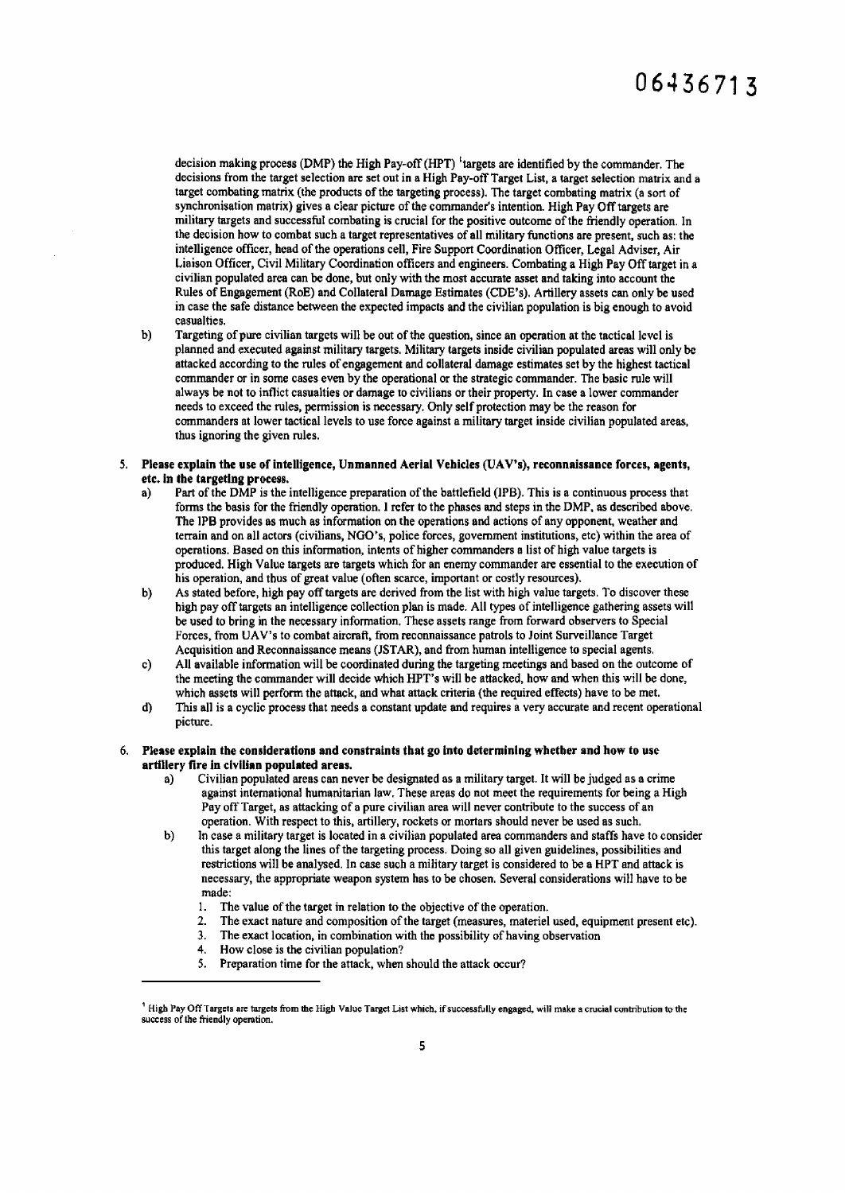decision making process (DMP) the High Pay-off (HPT) [1]targets are identified by the commander. The decisions from the target selection are set out in a High Pay-off Target List, a target selection matrix and a target combating matrix (the products of the targeting process). The target combating matrix (a sort of synchronisation matrix) gives a clear picture of the commander's intention. High Pay Off targets are military targets and successful combating is crucial for the positive outcome of the friendly operation. In the decision how to combat such a target representatives of all military functions are present, such as: the intelligence officer, head of the operations cell, Fire Support Coordination Officer, Legal Adviser, Air Liaison Officer, Civil Military Coordination officers and engineers. Combating a High Pay Off target in a civilian populated area can be done, but only with the most accurate asset and taking into account the Rules of Engagement (RoE) and Collateral Damage Estimates (CDE's). Artillery assets can only be used in case the safe distance between the expected impacts and the civilian population is big enough to avoid casualties.

b) Targeting of pure civilian targets will be out of the question, since an operation at the tactical level is planned and executed against military targets. Military targets inside civilian populated areas will only be attacked according to the rules of engagement and collateral damage estimates set by the highest tactical commander or in some cases even by the operational or the strategic commander. The basic rule will always be not to inflict casualties or damage to civilians or their property. In case a lower commander needs to exceed the rules, permission is necessary. Only self protection may be the reason for commanders at lower tactical levels to use force against a military target inside civilian populated areas, thus ignoring the given rules.

5. **Please explain the use of intelligence, Unmanned Aerial Vehicles (UAV's), reconnaissance forces, agents, etc. in the targeting process.**

   a) Part of the DMP is the intelligence preparation of the battlefield (IPB). This is a continuous process that forms the basis for the friendly operation. I refer to the phases and steps in the DMP, as described above. The IPB provides as much as information on the operations and actions of any opponent, weather and terrain and on all actors (civilians, NGO's, police forces, government institutions, etc) within the area of operations. Based on this information, intents of higher commanders a list of high value targets is produced. High Value targets are targets which for an enemy commander are essential to the execution of his operation, and thus of great value (often scarce, important or costly resources).

   b) As stated before, high pay off targets are derived from the list with high value targets. To discover these high pay off targets an intelligence collection plan is made. All types of intelligence gathering assets will be used to bring in the necessary information. These assets range from forward observers to Special Forces, from UAV's to combat aircraft, from reconnaissance patrols to Joint Surveillance Target Acquisition and Reconnaissance means (JSTAR), and from human intelligence to special agents.

   c) All available information will be coordinated during the targeting meetings and based on the outcome of the meeting the commander will decide which HPT's will be attacked, how and when this will be done, which assets will perform the attack, and what attack criteria (the required effects) have to be met.

   d) This all is a cyclic process that needs a constant update and requires a very accurate and recent operational picture.

6. **Please explain the considerations and constraints that go into determining whether and how to use artillery fire in civilian populated areas.**

   a) Civilian populated areas can never be designated as a military target. It will be judged as a crime against international humanitarian law. These areas do not meet the requirements for being a High Pay off Target, as attacking of a pure civilian area will never contribute to the success of an operation. With respect to this, artillery, rockets or mortars should never be used as such.

   b) In case a military target is located in a civilian populated area commanders and staffs have to consider this target along the lines of the targeting process. Doing so all given guidelines, possibilities and restrictions will be analysed. In case such a military target is considered to be a HPT and attack is necessary, the appropriate weapon system has to be chosen. Several considerations will have to be made:

      1. The value of the target in relation to the objective of the operation.
      2. The exact nature and composition of the target (measures, materiel used, equipment present etc).
      3. The exact location, in combination with the possibility of having observation
      4. How close is the civilian population?
      5. Preparation time for the attack, when should the attack occur?

---

[1] High Pay Off Targets are targets from the High Value Target List which, if successfully engaged, will make a crucial contribution to the success of the friendly operation.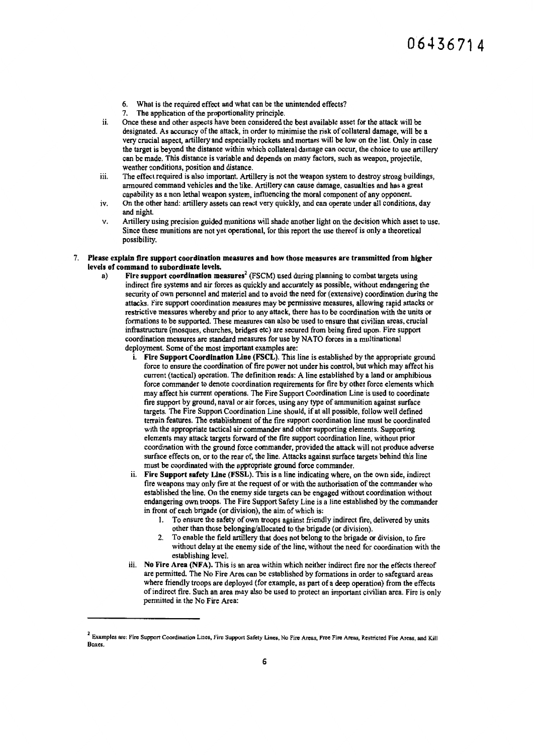6. What is the required effect and what can be the unintended effects?
7. The application of the proportionality principle.

ii. Once these and other aspects have been considered the best available asset for the attack will be designated. As accuracy of the attack, in order to minimise the risk of collateral damage, will be a very crucial aspect, artillery and especially rockets and mortars will be low on the list. Only in case the target is beyond the distance within which collateral damage can occur, the choice to use artillery can be made. This distance is variable and depends on many factors, such as weapon, projectile, weather conditions, position and distance.

iii. The effect required is also important. Artillery is not the weapon system to destroy strong buildings, armoured command vehicles and the like. Artillery can cause damage, casualties and has a great capability as a non lethal weapon system, influencing the moral component of any opponent.

iv. On the other hand: artillery assets can react very quickly, and can operate under all conditions, day and night.

v. Artillery using precision guided munitions will shade another light on the decision which asset to use. Since these munitions are not yet operational, for this report the use thereof is only a theoretical possibility.

7. **Please explain fire support coordination measures and how those measures are transmitted from higher levels of command to subordinate levels.**

a) **Fire support coordination measures**[2] (FSCM) used during planning to combat targets using indirect fire systems and air forces as quickly and accurately as possible, without endangering the security of own personnel and materiel and to avoid the need for (extensive) coordination during the attacks. Fire support coordination measures may be permissive measures, allowing rapid attacks or restrictive measures whereby and prior to any attack, there has to be coordination with the units or formations to be supported. These measures can also be used to ensure that civilian areas, crucial infrastructure (mosques, churches, bridges etc) are secured from being fired upon. Fire support coordination measures are standard measures for use by NATO forces in a multinational deployment. Some of the most important examples are:

i. **Fire Support Coordination Line (FSCL).** This line is established by the appropriate ground force to ensure the coordination of fire power not under his control, but which may affect his current (tactical) operation. The definition reads: A line established by a land or amphibious force commander to denote coordination requirements for fire by other force elements which may affect his current operations. The Fire Support Coordination Line is used to coordinate fire support by ground, naval or air forces, using any type of ammunition against surface targets. The Fire Support Coordination Line should, if at all possible, follow well defined terrain features. The establishment of the fire support coordination line must be coordinated with the appropriate tactical air commander and other supporting elements. Supporting elements may attack targets forward of the fire support coordination line, without prior coordination with the ground force commander, provided the attack will not produce adverse surface effects on, or to the rear of, the line. Attacks against surface targets behind this line must be coordinated with the appropriate ground force commander.

ii. **Fire Support safety Line (FSSL).** This is a line indicating where, on the own side, indirect fire weapons may only fire at the request of or with the authorisation of the commander who established the line. On the enemy side targets can be engaged without coordination without endangering own troops. The Fire Support Safety Line is a line established by the commander in front of each brigade (or division), the aim of which is:

1. To ensure the safety of own troops against friendly indirect fire, delivered by units other than those belonging/allocated to the brigade (or division).
2. To enable the field artillery that does not belong to the brigade or division, to fire without delay at the enemy side of the line, without the need for coordination with the establishing level.

iii. **No Fire Area (NFA).** This is an area within which neither indirect fire nor the effects thereof are permitted. The No Fire Area can be established by formations in order to safeguard areas where friendly troops are deployed (for example, as part of a deep operation) from the effects of indirect fire. Such an area may also be used to protect an important civilian area. Fire is only permitted in the No Fire Area:

---

[2] Examples are: Fire Support Coordination Lines, Fire Support Safety Lines, No Fire Areas, Free Fire Areas, Restricted Fire Areas, and Kill Boxes.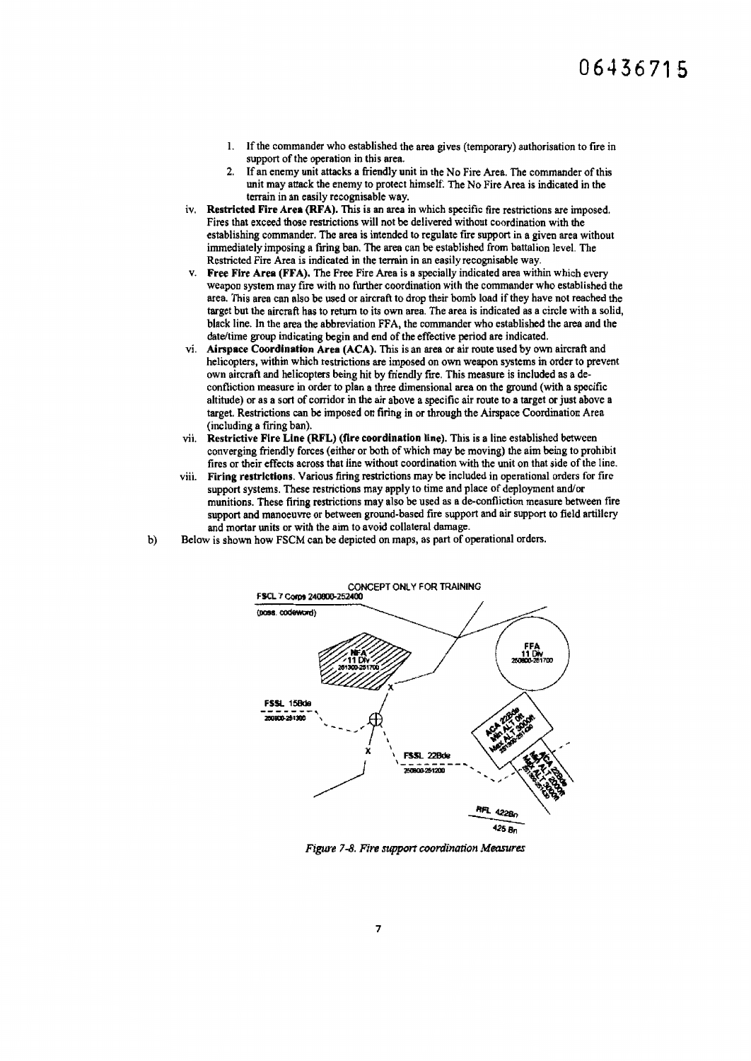1. If the commander who established the area gives (temporary) authorisation to fire in support of the operation in this area.
2. If an enemy unit attacks a friendly unit in the No Fire Area. The commander of this unit may attack the enemy to protect himself. The No Fire Area is indicated in the terrain in an easily recognisable way.

iv. **Restricted Fire Area (RFA).** This is an area in which specific fire restrictions are imposed. Fires that exceed those restrictions will not be delivered without coordination with the establishing commander. The area is intended to regulate fire support in a given area without immediately imposing a firing ban. The area can be established from battalion level. The Restricted Fire Area is indicated in the terrain in an easily recognisable way.

v. **Free Fire Area (FFA).** The Free Fire Area is a specially indicated area within which every weapon system may fire with no further coordination with the commander who established the area. This area can also be used or aircraft to drop their bomb load if they have not reached the target but the aircraft has to return to its own area. The area is indicated as a circle with a solid, black line. In the area the abbreviation FFA, the commander who established the area and the date/time group indicating begin and end of the effective period are indicated.

vi. **Airspace Coordination Area (ACA).** This is an area or air route used by own aircraft and helicopters, within which restrictions are imposed on own weapon systems in order to prevent own aircraft and helicopters being hit by friendly fire. This measure is included as a de-confliction measure in order to plan a three dimensional area on the ground (with a specific altitude) or as a sort of corridor in the air above a specific air route to a target or just above a target. Restrictions can be imposed on firing in or through the Airspace Coordination Area (including a firing ban).

vii. **Restrictive Fire Line (RFL) (fire coordination line).** This is a line established between converging friendly forces (either or both of which may be moving) the aim being to prohibit fires or their effects across that line without coordination with the unit on that side of the line.

viii. **Firing restrictions.** Various firing restrictions may be included in operational orders for fire support systems. These restrictions may apply to time and place of deployment and/or munitions. These firing restrictions may also be used as a de-confliction measure between fire support and manoeuvre or between ground-based fire support and air support to field artillery and mortar units or with the aim to avoid collateral damage.

b) Below is shown how FSCM can be depicted on maps, as part of operational orders.

CONCEPT ONLY FOR TRAINING

FSCL 7 Corps 240800-252400

(poss. codeword)

NFA 11 Div 251300-251700

FFA 11 Div 250800-251700

FSSL 15Bde 250800-251300

FSSL 22Bde 250800-251200

ACA 22Bde Min ALT 0ft Max ALT 3000ft

ACA 22Bde Min ALT 2000ft Max ALT 3000ft

RFL 422Bn 425 Bn

*Figure 7-8. Fire support coordination Measures*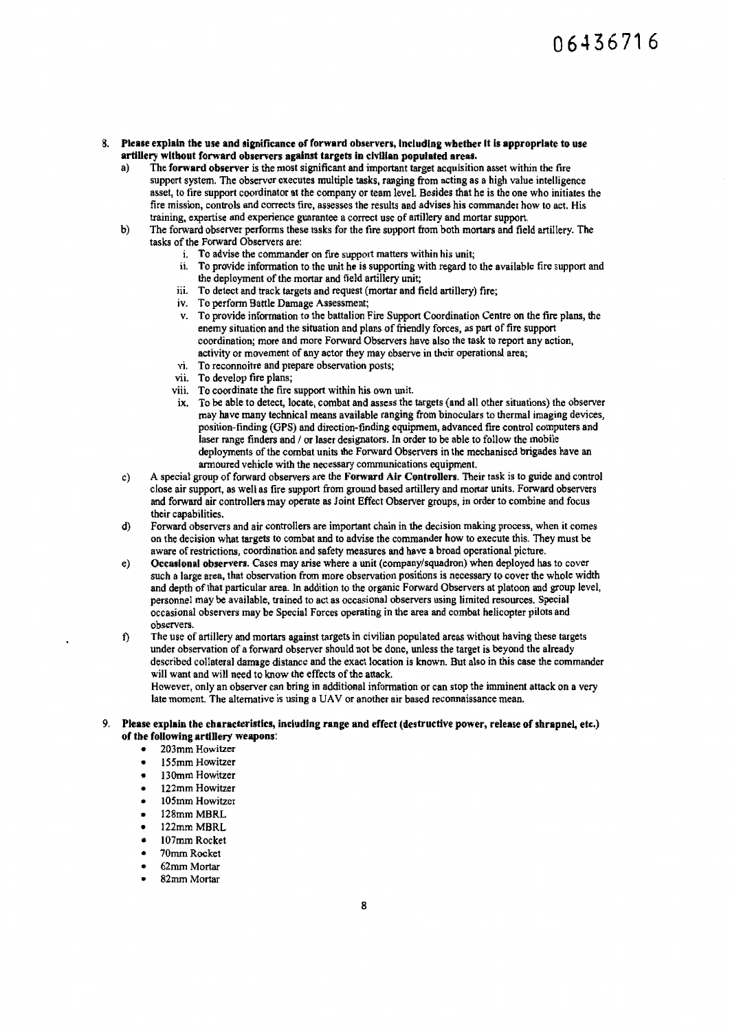8. **Please explain the use and significance of forward observers, including whether it is appropriate to use artillery without forward observers against targets in civilian populated areas.**

   a) The **forward observer** is the most significant and important target acquisition asset within the fire support system. The observer executes multiple tasks, ranging from acting as a high value intelligence asset, to fire support coordinator at the company or team level. Besides that he is the one who initiates the fire mission, controls and corrects fire, assesses the results and advises his commander how to act. His training, expertise and experience guarantee a correct use of artillery and mortar support.

   b) The forward observer performs these tasks for the fire support from both mortars and field artillery. The tasks of the Forward Observers are:
      i. To advise the commander on fire support matters within his unit;
      ii. To provide information to the unit he is supporting with regard to the available fire support and the deployment of the mortar and field artillery unit;
      iii. To detect and track targets and request (mortar and field artillery) fire;
      iv. To perform Battle Damage Assessment;
      v. To provide information to the battalion Fire Support Coordination Centre on the fire plans, the enemy situation and the situation and plans of friendly forces, as part of fire support coordination; more and more Forward Observers have also the task to report any action, activity or movement of any actor they may observe in their operational area;
      vi. To reconnoitre and prepare observation posts;
      vii. To develop fire plans;
      viii. To coordinate the fire support within his own unit.
      ix. To be able to detect, locate, combat and assess the targets (and all other situations) the observer may have many technical means available ranging from binoculars to thermal imaging devices, position-finding (GPS) and direction-finding equipment, advanced fire control computers and laser range finders and / or laser designators. In order to be able to follow the mobile deployments of the combat units the Forward Observers in the mechanised brigades have an armoured vehicle with the necessary communications equipment.

   c) A special group of forward observers are the **Forward Air Controllers**. Their task is to guide and control close air support, as well as fire support from ground based artillery and mortar units. Forward observers and forward air controllers may operate as Joint Effect Observer groups, in order to combine and focus their capabilities.

   d) Forward observers and air controllers are important chain in the decision making process, when it comes on the decision what targets to combat and to advise the commander how to execute this. They must be aware of restrictions, coordination and safety measures and have a broad operational picture.

   e) **Occasional observers.** Cases may arise where a unit (company/squadron) when deployed has to cover such a large area, that observation from more observation positions is necessary to cover the whole width and depth of that particular area. In addition to the organic Forward Observers at platoon and group level, personnel may be available, trained to act as occasional observers using limited resources. Special occasional observers may be Special Forces operating in the area and combat helicopter pilots and observers.

   f) The use of artillery and mortars against targets in civilian populated areas without having these targets under observation of a forward observer should not be done, unless the target is beyond the already described collateral damage distance and the exact location is known. But also in this case the commander will want and will need to know the effects of the attack.
   However, only an observer can bring in additional information or can stop the imminent attack on a very late moment. The alternative is using a UAV or another air based reconnaissance mean.

9. **Please explain the characteristics, including range and effect (destructive power, release of shrapnel, etc.) of the following artillery weapons:**
   - 203mm Howitzer
   - 155mm Howitzer
   - 130mm Howitzer
   - 122mm Howitzer
   - 105mm Howitzer
   - 128mm MBRL
   - 122mm MBRL
   - 107mm Rocket
   - 70mm Rocket
   - 62mm Mortar
   - 82mm Mortar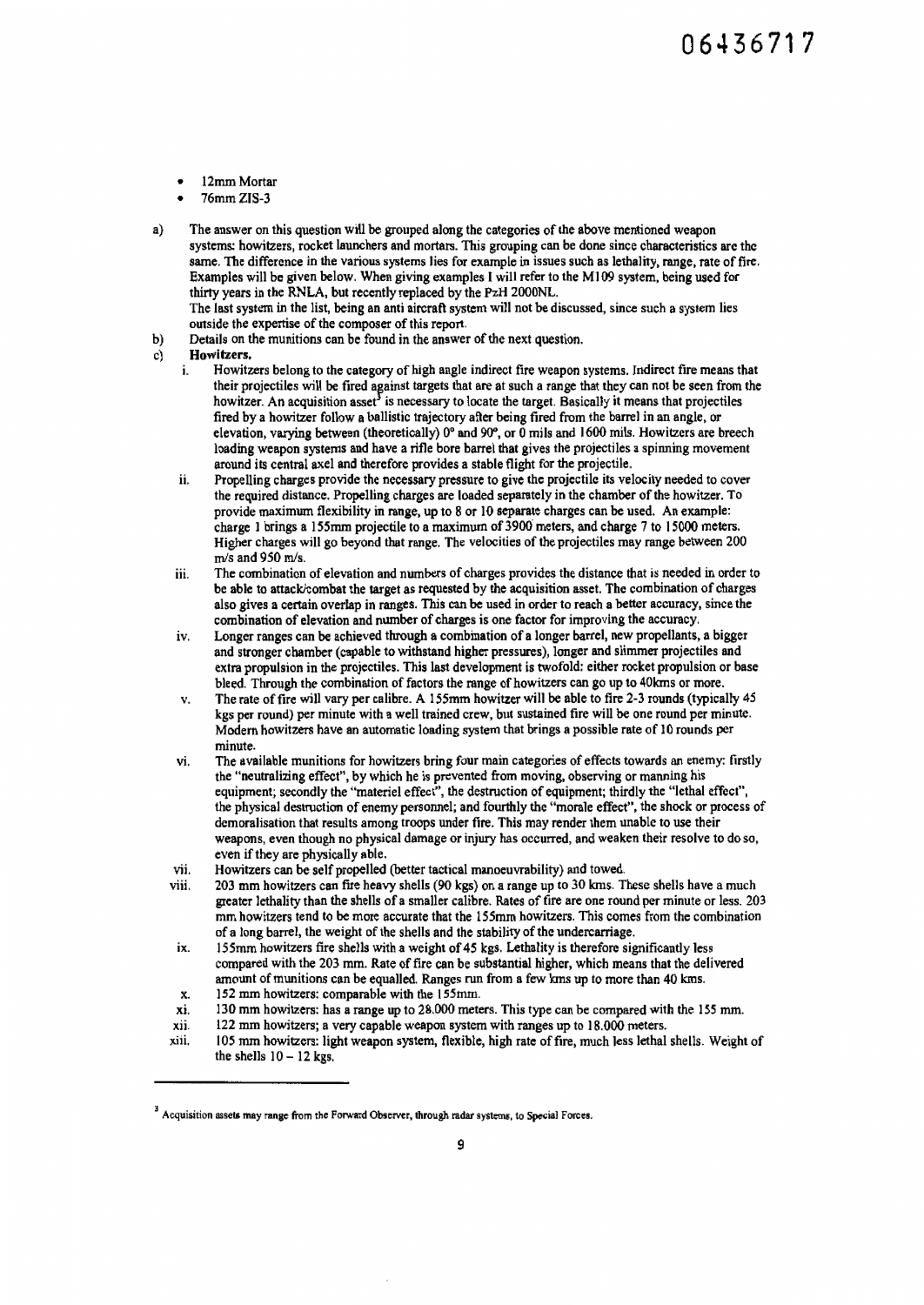- 12mm Mortar
- 76mm ZIS-3

a) The answer on this question will be grouped along the categories of the above mentioned weapon systems: howitzers, rocket launchers and mortars. This grouping can be done since characteristics are the same. The difference in the various systems lies for example in issues such as lethality, range, rate of fire. Examples will be given below. When giving examples I will refer to the M109 system, being used for thirty years in the RNLA, but recently replaced by the PzH 2000NL.
The last system in the list, being an anti aircraft system will not be discussed, since such a system lies outside the expertise of the composer of this report.

b) Details on the munitions can be found in the answer of the next question.

c) **Howitzers.**

   i. Howitzers belong to the category of high angle indirect fire weapon systems. Indirect fire means that their projectiles will be fired against targets that are at such a range that they can not be seen from the howitzer. An acquisition asset[3] is necessary to locate the target. Basically it means that projectiles fired by a howitzer follow a ballistic trajectory after being fired from the barrel in an angle, or elevation, varying between (theoretically) 0° and 90°, or 0 mils and 1600 mils. Howitzers are breech loading weapon systems and have a rifle bore barrel that gives the projectiles a spinning movement around its central axel and therefore provides a stable flight for the projectile.

   ii. Propelling charges provide the necessary pressure to give the projectile its velocity needed to cover the required distance. Propelling charges are loaded separately in the chamber of the howitzer. To provide maximum flexibility in range, up to 8 or 10 separate charges can be used. An example: charge 1 brings a 155mm projectile to a maximum of 3900 meters, and charge 7 to 15000 meters. Higher charges will go beyond that range. The velocities of the projectiles may range between 200 m/s and 950 m/s.

   iii. The combination of elevation and numbers of charges provides the distance that is needed in order to be able to attack/combat the target as requested by the acquisition asset. The combination of charges also gives a certain overlap in ranges. This can be used in order to reach a better accuracy, since the combination of elevation and number of charges is one factor for improving the accuracy.

   iv. Longer ranges can be achieved through a combination of a longer barrel, new propellants, a bigger and stronger chamber (capable to withstand higher pressures), longer and slimmer projectiles and extra propulsion in the projectiles. This last development is twofold: either rocket propulsion or base bleed. Through the combination of factors the range of howitzers can go up to 40kms or more.

   v. The rate of fire will vary per calibre. A 155mm howitzer will be able to fire 2-3 rounds (typically 45 kgs per round) per minute with a well trained crew, but sustained fire will be one round per minute. Modern howitzers have an automatic loading system that brings a possible rate of 10 rounds per minute.

   vi. The available munitions for howitzers bring four main categories of effects towards an enemy: firstly the "neutralizing effect", by which he is prevented from moving, observing or manning his equipment; secondly the "materiel effect", the destruction of equipment; thirdly the "lethal effect", the physical destruction of enemy personnel; and fourthly the "morale effect", the shock or process of demoralisation that results among troops under fire. This may render them unable to use their weapons, even though no physical damage or injury has occurred, and weaken their resolve to do so, even if they are physically able.

   vii. Howitzers can be self propelled (better tactical manoeuvrability) and towed.

   viii. 203 mm howitzers can fire heavy shells (90 kgs) on a range up to 30 kms. These shells have a much greater lethality than the shells of a smaller calibre. Rates of fire are one round per minute or less. 203 mm howitzers tend to be more accurate that the 155mm howitzers. This comes from the combination of a long barrel, the weight of the shells and the stability of the undercarriage.

   ix. 155mm howitzers fire shells with a weight of 45 kgs. Lethality is therefore significantly less compared with the 203 mm. Rate of fire can be substantial higher, which means that the delivered amount of munitions can be equalled. Ranges run from a few kms up to more than 40 kms.

   x. 152 mm howitzers: comparable with the 155mm.

   xi. 130 mm howitzers: has a range up to 28.000 meters. This type can be compared with the 155 mm.

   xii. 122 mm howitzers; a very capable weapon system with ranges up to 18.000 meters.

   xiii. 105 mm howitzers: light weapon system, flexible, high rate of fire, much less lethal shells. Weight of the shells 10 – 12 kgs.

---

[3] Acquisition assets may range from the Forward Observer, through radar systems, to Special Forces.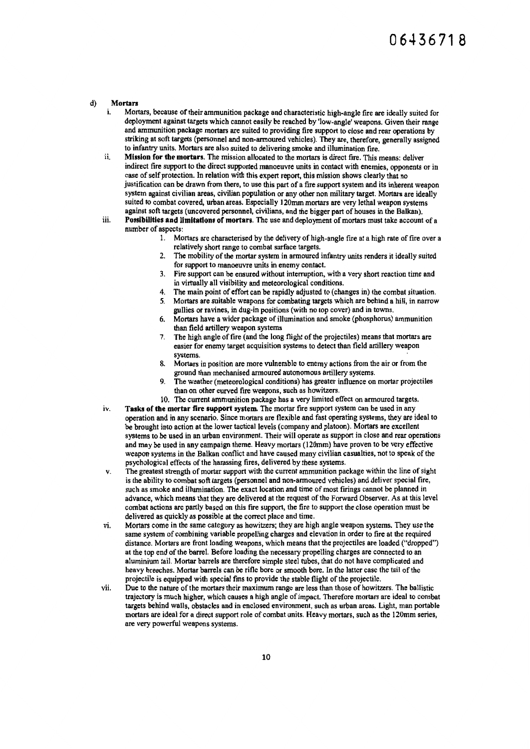d) **Mortars**

i. Mortars, because of their ammunition package and characteristic high-angle fire are ideally suited for deployment against targets which cannot easily be reached by 'low-angle' weapons. Given their range and ammunition package mortars are suited to providing fire support to close and rear operations by striking at soft targets (personnel and non-armoured vehicles). They are, therefore, generally assigned to infantry units. Mortars are also suited to delivering smoke and illumination fire.

ii. **Mission for the mortars.** The mission allocated to the mortars is direct fire. This means: deliver indirect fire support to the direct supported manoeuvre units in contact with enemies, opponents or in case of self protection. In relation with this expert report, this mission shows clearly that no justification can be drawn from there, to use this part of a fire support system and its inherent weapon system against civilian areas, civilian population or any other non military target. Mortars are ideally suited to combat covered, urban areas. Especially 120mm mortars are very lethal weapon systems against soft targets (uncovered personnel, civilians, and the bigger part of houses in the Balkan).

iii. **Possibilities and limitations of mortars.** The use and deployment of mortars must take account of a number of aspects:

1. Mortars are characterised by the delivery of high-angle fire at a high rate of fire over a relatively short range to combat surface targets.
2. The mobility of the mortar system in armoured infantry units renders it ideally suited for support to manoeuvre units in enemy contact.
3. Fire support can be ensured without interruption, with a very short reaction time and in virtually all visibility and meteorological conditions.
4. The main point of effort can be rapidly adjusted to (changes in) the combat situation.
5. Mortars are suitable weapons for combating targets which are behind a hill, in narrow gullies or ravines, in dug-in positions (with no top cover) and in towns.
6. Mortars have a wider package of illumination and smoke (phosphorus) ammunition than field artillery weapon systems
7. The high angle of fire (and the long flight of the projectiles) means that mortars are easier for enemy target acquisition systems to detect than field artillery weapon systems.
8. Mortars in position are more vulnerable to enemy actions from the air or from the ground than mechanised armoured autonomous artillery systems.
9. The weather (meteorological conditions) has greater influence on mortar projectiles than on other curved fire weapons, such as howitzers.
10. The current ammunition package has a very limited effect on armoured targets.

iv. **Tasks of the mortar fire support system.** The mortar fire support system can be used in any operation and in any scenario. Since mortars are flexible and fast operating systems, they are ideal to be brought into action at the lower tactical levels (company and platoon). Mortars are excellent systems to be used in an urban environment. Their will operate as support in close and rear operations and may be used in any campaign theme. Heavy mortars (120mm) have proven to be very effective weapon systems in the Balkan conflict and have caused many civilian casualties, not to speak of the psychological effects of the harassing fires, delivered by these systems.

v. The greatest strength of mortar support with the current ammunition package within the line of sight is the ability to combat soft targets (personnel and non-armoured vehicles) and deliver special fire, such as smoke and illumination. The exact location and time of most firings cannot be planned in advance, which means that they are delivered at the request of the Forward Observer. As at this level combat actions are partly based on this fire support, the fire to support the close operation must be delivered as quickly as possible at the correct place and time.

vi. Mortars come in the same category as howitzers; they are high angle weapon systems. They use the same system of combining variable propelling charges and elevation in order to fire at the required distance. Mortars are front loading weapons, which means that the projectiles are loaded ("dropped") at the top end of the barrel. Before loading the necessary propelling charges are connected to an aluminium tail. Mortar barrels are therefore simple steel tubes, that do not have complicated and heavy breeches. Mortar barrels can be rifle bore or smooth bore. In the latter case the tail of the projectile is equipped with special fins to provide the stable flight of the projectile.

vii. Due to the nature of the mortars their maximum range are less than those of howitzers. The ballistic trajectory is much higher, which causes a high angle of impact. Therefore mortars are ideal to combat targets behind walls, obstacles and in enclosed environment, such as urban areas. Light, man portable mortars are ideal for a direct support role of combat units. Heavy mortars, such as the 120mm series, are very powerful weapons systems.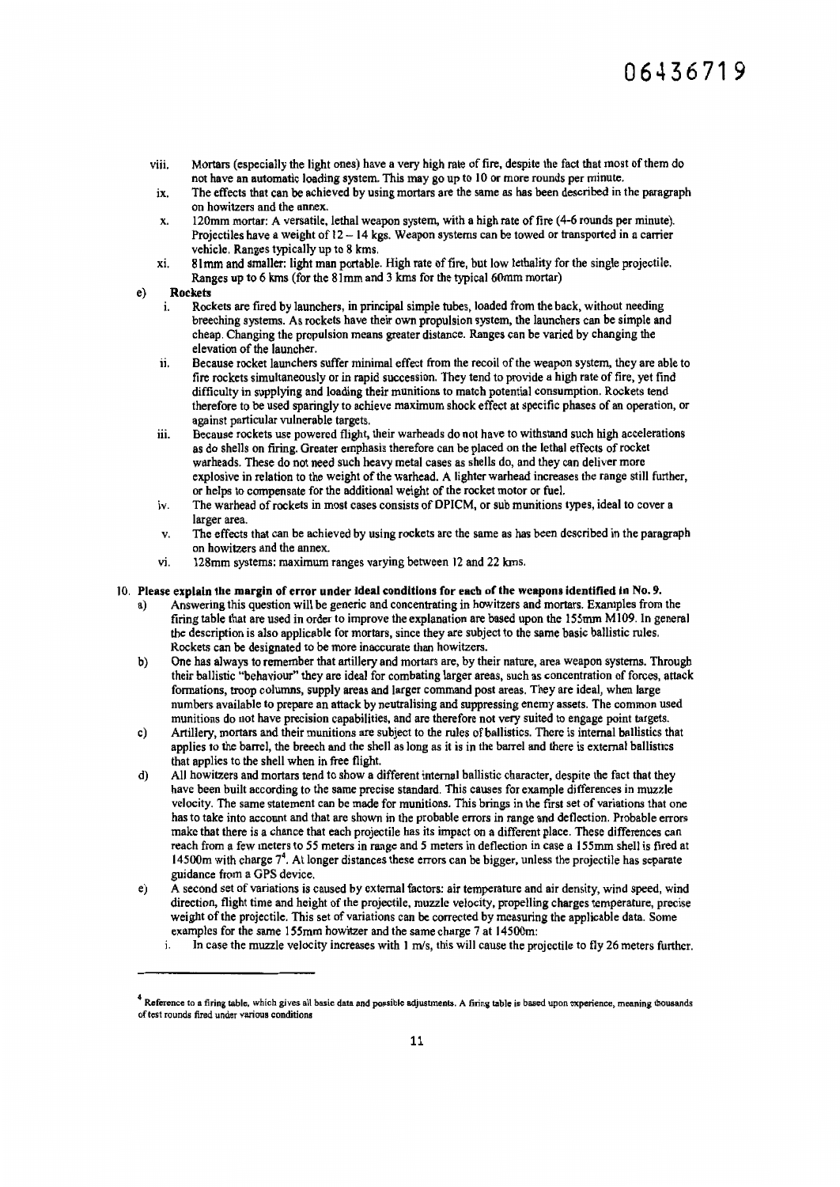viii. Mortars (especially the light ones) have a very high rate of fire, despite the fact that most of them do not have an automatic loading system. This may go up to 10 or more rounds per minute.

ix. The effects that can be achieved by using mortars are the same as has been described in the paragraph on howitzers and the annex.

x. 120mm mortar: A versatile, lethal weapon system, with a high rate of fire (4-6 rounds per minute). Projectiles have a weight of 12 – 14 kgs. Weapon systems can be towed or transported in a carrier vehicle. Ranges typically up to 8 kms.

xi. 81mm and smaller: light man portable. High rate of fire, but low lethality for the single projectile. Ranges up to 6 kms (for the 81mm and 3 kms for the typical 60mm mortar)

e) **Rockets**

i. Rockets are fired by launchers, in principal simple tubes, loaded from the back, without needing breeching systems. As rockets have their own propulsion system, the launchers can be simple and cheap. Changing the propulsion means greater distance. Ranges can be varied by changing the elevation of the launcher.

ii. Because rocket launchers suffer minimal effect from the recoil of the weapon system, they are able to fire rockets simultaneously or in rapid succession. They tend to provide a high rate of fire, yet find difficulty in supplying and loading their munitions to match potential consumption. Rockets tend therefore to be used sparingly to achieve maximum shock effect at specific phases of an operation, or against particular vulnerable targets.

iii. Because rockets use powered flight, their warheads do not have to withstand such high accelerations as do shells on firing. Greater emphasis therefore can be placed on the lethal effects of rocket warheads. These do not need such heavy metal cases as shells do, and they can deliver more explosive in relation to the weight of the warhead. A lighter warhead increases the range still further, or helps to compensate for the additional weight of the rocket motor or fuel.

iv. The warhead of rockets in most cases consists of DPICM, or sub munitions types, ideal to cover a larger area.

v. The effects that can be achieved by using rockets are the same as has been described in the paragraph on howitzers and the annex.

vi. 128mm systems: maximum ranges varying between 12 and 22 kms.

10. **Please explain the margin of error under ideal conditions for each of the weapons identified in No. 9.**

a) Answering this question will be generic and concentrating in howitzers and mortars. Examples from the firing table that are used in order to improve the explanation are based upon the 155mm M109. In general the description is also applicable for mortars, since they are subject to the same basic ballistic rules. Rockets can be designated to be more inaccurate than howitzers.

b) One has always to remember that artillery and mortars are, by their nature, area weapon systems. Through their ballistic "behaviour" they are ideal for combating larger areas, such as concentration of forces, attack formations, troop columns, supply areas and larger command post areas. They are ideal, when large numbers available to prepare an attack by neutralising and suppressing enemy assets. The common used munitions do not have precision capabilities, and are therefore not very suited to engage point targets.

c) Artillery, mortars and their munitions are subject to the rules of ballistics. There is internal ballistics that applies to the barrel, the breech and the shell as long as it is in the barrel and there is external ballistics that applies to the shell when in free flight.

d) All howitzers and mortars tend to show a different internal ballistic character, despite the fact that they have been built according to the same precise standard. This causes for example differences in muzzle velocity. The same statement can be made for munitions. This brings in the first set of variations that one has to take into account and that are shown in the probable errors in range and deflection. Probable errors make that there is a chance that each projectile has its impact on a different place. These differences can reach from a few meters to 55 meters in range and 5 meters in deflection in case a 155mm shell is fired at 14500m with charge 7[4]. At longer distances these errors can be bigger, unless the projectile has separate guidance from a GPS device.

e) A second set of variations is caused by external factors: air temperature and air density, wind speed, wind direction, flight time and height of the projectile, muzzle velocity, propelling charges temperature, precise weight of the projectile. This set of variations can be corrected by measuring the applicable data. Some examples for the same 155mm howitzer and the same charge 7 at 14500m:

i. In case the muzzle velocity increases with 1 m/s, this will cause the projectile to fly 26 meters further.

---

[4] Reference to a firing table, which gives all basic data and possible adjustments. A firing table is based upon experience, meaning thousands of test rounds fired under various conditions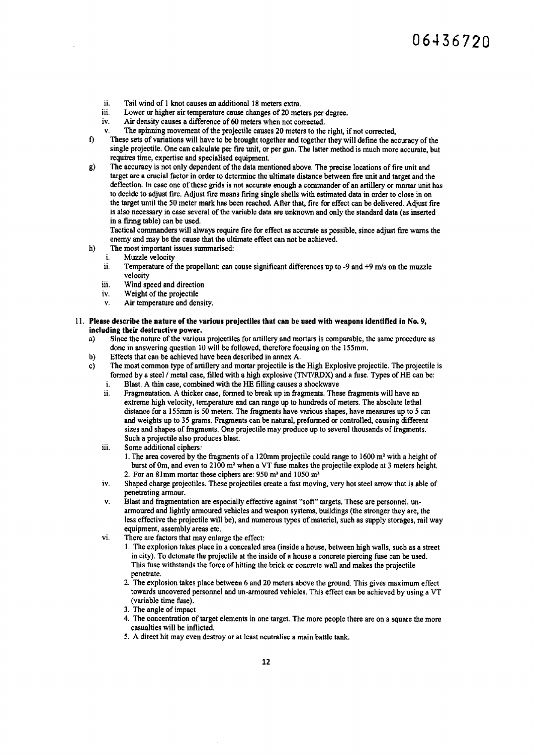06436720

ii. Tail wind of 1 knot causes an additional 18 meters extra.
iii. Lower or higher air temperature cause changes of 20 meters per degree.
iv. Air density causes a difference of 60 meters when not corrected.
v. The spinning movement of the projectile causes 20 meters to the right, if not corrected,

f) These sets of variations will have to be brought together and together they will define the accuracy of the single projectile. One can calculate per fire unit, or per gun. The latter method is much more accurate, but requires time, expertise and specialised equipment.

g) The accuracy is not only dependent of the data mentioned above. The precise locations of fire unit and target are a crucial factor in order to determine the ultimate distance between fire unit and target and the deflection. In case one of these grids is not accurate enough a commander of an artillery or mortar unit has to decide to adjust fire. Adjust fire means firing single shells with estimated data in order to close in on the target until the 50 meter mark has been reached. After that, fire for effect can be delivered. Adjust fire is also necessary in case several of the variable data are unknown and only the standard data (as inserted in a firing table) can be used.
Tactical commanders will always require fire for effect as accurate as possible, since adjust fire warns the enemy and may be the cause that the ultimate effect can not be achieved.

h) The most important issues summarised:
   i. Muzzle velocity
   ii. Temperature of the propellant: can cause significant differences up to -9 and +9 m/s on the muzzle velocity
   iii. Wind speed and direction
   iv. Weight of the projectile
   v. Air temperature and density.

11. **Please describe the nature of the various projectiles that can be used with weapons identified in No. 9, including their destructive power.**

a) Since the nature of the various projectiles for artillery and mortars is comparable, the same procedure as done in answering question 10 will be followed, therefore focusing on the 155mm.

b) Effects that can be achieved have been described in annex A.

c) The most common type of artillery and mortar projectile is the High Explosive projectile. The projectile is formed by a steel / metal case, filled with a high explosive (TNT/RDX) and a fuse. Types of HE can be:
   i. Blast. A thin case, combined with the HE filling causes a shockwave
   ii. Fragmentation. A thicker case, formed to break up in fragments. These fragments will have an extreme high velocity, temperature and can range up to hundreds of meters. The absolute lethal distance for a 155mm is 50 meters. The fragments have various shapes, have measures up to 5 cm and weights up to 35 grams. Fragments can be natural, preformed or controlled, causing different sizes and shapes of fragments. One projectile may produce up to several thousands of fragments. Such a projectile also produces blast.
   iii. Some additional ciphers:
      1. The area covered by the fragments of a 120mm projectile could range to 1600 m² with a height of burst of 0m, and even to 2100 m² when a VT fuse makes the projectile explode at 3 meters height.
      2. For an 81mm mortar these ciphers are: 950 m² and 1050 m²
   iv. Shaped charge projectiles. These projectiles create a fast moving, very hot steel arrow that is able of penetrating armour.
   v. Blast and fragmentation are especially effective against "soft" targets. These are personnel, un-armoured and lightly armoured vehicles and weapon systems, buildings (the stronger they are, the less effective the projectile will be), and numerous types of materiel, such as supply storages, rail way equipment, assembly areas etc.
   vi. There are factors that may enlarge the effect:
      1. The explosion takes place in a concealed area (inside a house, between high walls, such as a street in city). To detonate the projectile at the inside of a house a concrete piercing fuse can be used. This fuse withstands the force of hitting the brick or concrete wall and makes the projectile penetrate.
      2. The explosion takes place between 6 and 20 meters above the ground. This gives maximum effect towards uncovered personnel and un-armoured vehicles. This effect can be achieved by using a VT (variable time fuse).
      3. The angle of impact
      4. The concentration of target elements in one target. The more people there are on a square the more casualties will be inflicted.
      5. A direct hit may even destroy or at least neutralise a main battle tank.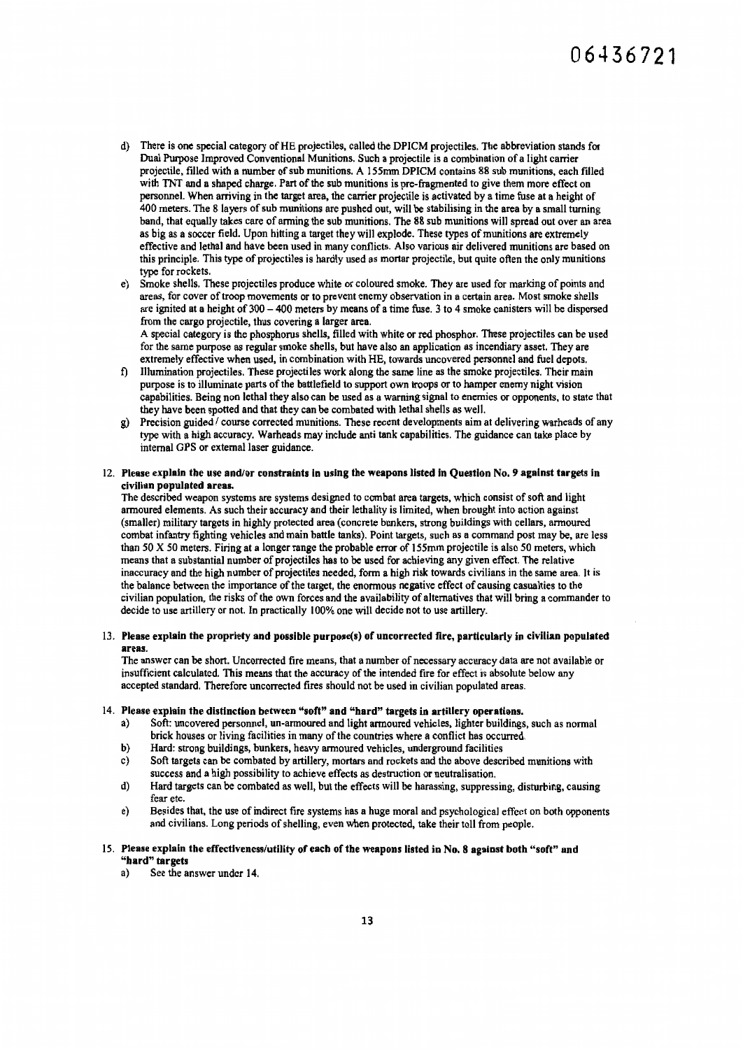d) There is one special category of HE projectiles, called the DPICM projectiles. The abbreviation stands for Dual Purpose Improved Conventional Munitions. Such a projectile is a combination of a light carrier projectile, filled with a number of sub munitions. A 155mm DPICM contains 88 sub munitions, each filled with TNT and a shaped charge. Part of the sub munitions is pre-fragmented to give them more effect on personnel. When arriving in the target area, the carrier projectile is activated by a time fuse at a height of 400 meters. The 8 layers of sub munitions are pushed out, will be stabilising in the area by a small turning band, that equally takes care of arming the sub munitions. The 88 sub munitions will spread out over an area as big as a soccer field. Upon hitting a target they will explode. These types of munitions are extremely effective and lethal and have been used in many conflicts. Also various air delivered munitions are based on this principle. This type of projectiles is hardly used as mortar projectile, but quite often the only munitions type for rockets.

e) Smoke shells. These projectiles produce white or coloured smoke. They are used for marking of points and areas, for cover of troop movements or to prevent enemy observation in a certain area. Most smoke shells are ignited at a height of 300 – 400 meters by means of a time fuse. 3 to 4 smoke canisters will be dispersed from the cargo projectile, thus covering a larger area.
A special category is the phosphorus shells, filled with white or red phosphor. These projectiles can be used for the same purpose as regular smoke shells, but have also an application as incendiary asset. They are extremely effective when used, in combination with HE, towards uncovered personnel and fuel depots.

f) Illumination projectiles. These projectiles work along the same line as the smoke projectiles. Their main purpose is to illuminate parts of the battlefield to support own troops or to hamper enemy night vision capabilities. Being non lethal they also can be used as a warning signal to enemies or opponents, to state that they have been spotted and that they can be combated with lethal shells as well.

g) Precision guided / course corrected munitions. These recent developments aim at delivering warheads of any type with a high accuracy. Warheads may include anti tank capabilities. The guidance can take place by internal GPS or external laser guidance.

12. **Please explain the use and/or constraints in using the weapons listed in Question No. 9 against targets in civilian populated areas.**

The described weapon systems are systems designed to combat area targets, which consist of soft and light armoured elements. As such their accuracy and their lethality is limited, when brought into action against (smaller) military targets in highly protected area (concrete bunkers, strong buildings with cellars, armoured combat infantry fighting vehicles and main battle tanks). Point targets, such as a command post may be, are less than 50 X 50 meters. Firing at a longer range the probable error of 155mm projectile is also 50 meters, which means that a substantial number of projectiles has to be used for achieving any given effect. The relative inaccuracy and the high number of projectiles needed, form a high risk towards civilians in the same area. It is the balance between the importance of the target, the enormous negative effect of causing casualties to the civilian population, the risks of the own forces and the availability of alternatives that will bring a commander to decide to use artillery or not. In practically 100% one will decide not to use artillery.

13. **Please explain the propriety and possible purpose(s) of uncorrected fire, particularly in civilian populated areas.**

The answer can be short. Uncorrected fire means, that a number of necessary accuracy data are not available or insufficient calculated. This means that the accuracy of the intended fire for effect is absolute below any accepted standard. Therefore uncorrected fires should not be used in civilian populated areas.

14. **Please explain the distinction between "soft" and "hard" targets in artillery operations.**

a) Soft: uncovered personnel, un-armoured and light armoured vehicles, lighter buildings, such as normal brick houses or living facilities in many of the countries where a conflict has occurred.
b) Hard: strong buildings, bunkers, heavy armoured vehicles, underground facilities
c) Soft targets can be combated by artillery, mortars and rockets and the above described munitions with success and a high possibility to achieve effects as destruction or neutralisation.
d) Hard targets can be combated as well, but the effects will be harassing, suppressing, disturbing, causing fear etc.
e) Besides that, the use of indirect fire systems has a huge moral and psychological effect on both opponents and civilians. Long periods of shelling, even when protected, take their toll from people.

15. **Please explain the effectiveness/utility of each of the weapons listed in No. 8 against both "soft" and "hard" targets**

a) See the answer under 14.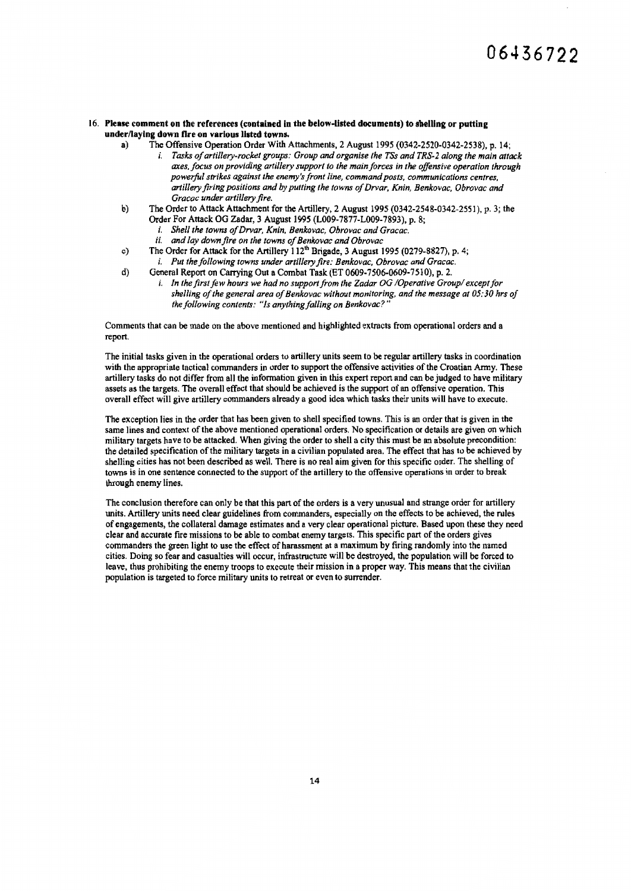16. **Please comment on the references (contained in the below-listed documents) to shelling or putting under/laying down fire on various listed towns.**
    a) The Offensive Operation Order With Attachments, 2 August 1995 (0342-2520-0342-2538), p. 14;
        i. *Tasks of artillery-rocket groups: Group and organise the TSs and TRS-2 along the main attack axes, focus on providing artillery support to the main forces in the offensive operation through powerful strikes against the enemy's front line, command posts, communications centres, artillery firing positions and by putting the towns of Drvar, Knin, Benkovac, Obrovac and Gracac under artillery fire.*
    b) The Order to Attack Attachment for the Artillery, 2 August 1995 (0342-2548-0342-2551), p. 3; the Order For Attack OG Zadar, 3 August 1995 (L009-7877-L009-7893), p. 8;
        i. *Shell the towns of Drvar, Knin, Benkovac, Obrovac and Gracac.*
        ii. *and lay down fire on the towns of Benkovac and Obrovac*
    c) The Order for Attack for the Artillery 112th Brigade, 3 August 1995 (0279-8827), p. 4;
        i. *Put the following towns under artillery fire: Benkovac, Obrovac and Gracac.*
    d) General Report on Carrying Out a Combat Task (ET 0609-7506-0609-7510), p. 2.
        i. *In the first few hours we had no support from the Zadar OG /Operative Group/ except for shelling of the general area of Benkovac without monitoring, and the message at 05:30 hrs of the following contents: "Is anything falling on Benkovac?"*

Comments that can be made on the above mentioned and highlighted extracts from operational orders and a report.

The initial tasks given in the operational orders to artillery units seem to be regular artillery tasks in coordination with the appropriate tactical commanders in order to support the offensive activities of the Croatian Army. These artillery tasks do not differ from all the information given in this expert report and can be judged to have military assets as the targets. The overall effect that should be achieved is the support of an offensive operation. This overall effect will give artillery commanders already a good idea which tasks their units will have to execute.

The exception lies in the order that has been given to shell specified towns. This is an order that is given in the same lines and context of the above mentioned operational orders. No specification or details are given on which military targets have to be attacked. When giving the order to shell a city this must be an absolute precondition: the detailed specification of the military targets in a civilian populated area. The effect that has to be achieved by shelling cities has not been described as well. There is no real aim given for this specific order. The shelling of towns is in one sentence connected to the support of the artillery to the offensive operations in order to break through enemy lines.

The conclusion therefore can only be that this part of the orders is a very unusual and strange order for artillery units. Artillery units need clear guidelines from commanders, especially on the effects to be achieved, the rules of engagements, the collateral damage estimates and a very clear operational picture. Based upon these they need clear and accurate fire missions to be able to combat enemy targets. This specific part of the orders gives commanders the green light to use the effect of harassment at a maximum by firing randomly into the named cities. Doing so fear and casualties will occur, infrastructure will be destroyed, the population will be forced to leave, thus prohibiting the enemy troops to execute their mission in a proper way. This means that the civilian population is targeted to force military units to retreat or even to surrender.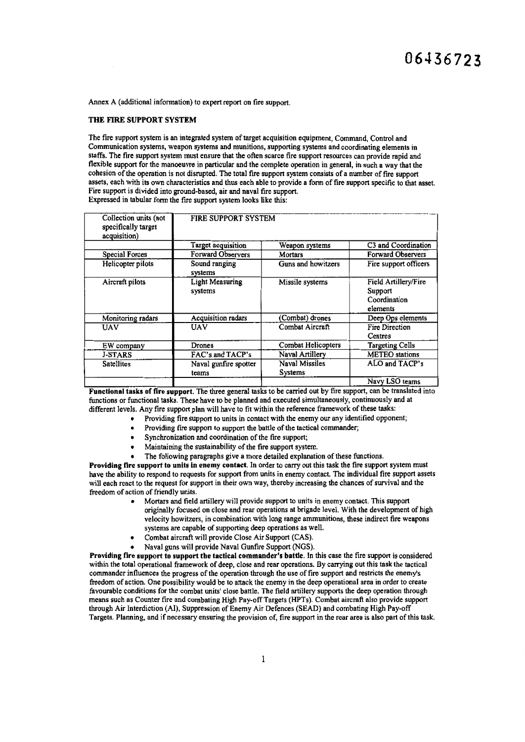Annex A (additional information) to expert report on fire support.

**THE FIRE SUPPORT SYSTEM**

The fire support system is an integrated system of target acquisition equipment, Command, Control and Communication systems, weapon systems and munitions, supporting systems and coordinating elements in staffs. The fire support system must ensure that the often scarce fire support resources can provide rapid and flexible support for the manoeuvre in particular and the complete operation in general, in such a way that the cohesion of the operation is not disrupted. The total fire support system consists of a number of fire support assets, each with its own characteristics and thus each able to provide a form of fire support specific to that asset. Fire support is divided into ground-based, air and naval fire support.
Expressed in tabular form the fire support system looks like this:

| Collection units (not specifically target acquisition) | FIRE SUPPORT SYSTEM | | |
|---|---|---|---|
| | Target acquisition | Weapon systems | C3 and Coordination |
| Special Forces | Forward Observers | Mortars | Forward Observers |
| Helicopter pilots | Sound ranging systems | Guns and howitzers | Fire support officers |
| Aircraft pilots | Light Measuring systems | Missile systems | Field Artillery/Fire Support Coordination elements |
| Monitoring radars | Acquisition radars | (Combat) drones | Deep Ops elements |
| UAV | UAV | Combat Aircraft | Fire Direction Centres |
| EW company | Drones | Combat Helicopters | Targeting Cells |
| J-STARS | FAC's and TACP's | Naval Artillery | METEO stations |
| Satellites | Naval gunfire spotter teams | Naval Missiles Systems | ALO and TACP's |
| | | | Navy LSO teams |

**Functional tasks of fire support.** The three general tasks to be carried out by fire support, can be translated into functions or functional tasks. These have to be planned and executed simultaneously, continuously and at different levels. Any fire support plan will have to fit within the reference framework of these tasks:

- Providing fire support to units in contact with the enemy our any identified opponent;
- Providing fire support to support the battle of the tactical commander;
- Synchronization and coordination of the fire support;
- Maintaining the sustainability of the fire support system.
- The following paragraphs give a more detailed explanation of these functions.

**Providing fire support to units in enemy contact.** In order to carry out this task the fire support system must have the ability to respond to requests for support from units in enemy contact. The individual fire support assets will each react to the request for support in their own way, thereby increasing the chances of survival and the freedom of action of friendly units.

- Mortars and field artillery will provide support to units in enemy contact. This support originally focused on close and rear operations at brigade level. With the development of high velocity howitzers, in combination with long range ammunitions, these indirect fire weapons systems are capable of supporting deep operations as well.
- Combat aircraft will provide Close Air Support (CAS).
- Naval guns will provide Naval Gunfire Support (NGS).

**Providing fire support to support the tactical commander's battle.** In this case the fire support is considered within the total operational framework of deep, close and rear operations. By carrying out this task the tactical commander influences the progress of the operation through the use of fire support and restricts the enemy's freedom of action. One possibility would be to attack the enemy in the deep operational area in order to create favourable conditions for the combat units' close battle. The field artillery supports the deep operation through means such as Counter fire and combating High Pay-off Targets (HPTs). Combat aircraft also provide support through Air Interdiction (AI), Suppression of Enemy Air Defences (SEAD) and combating High Pay-off Targets. Planning, and if necessary ensuring the provision of, fire support in the rear area is also part of this task.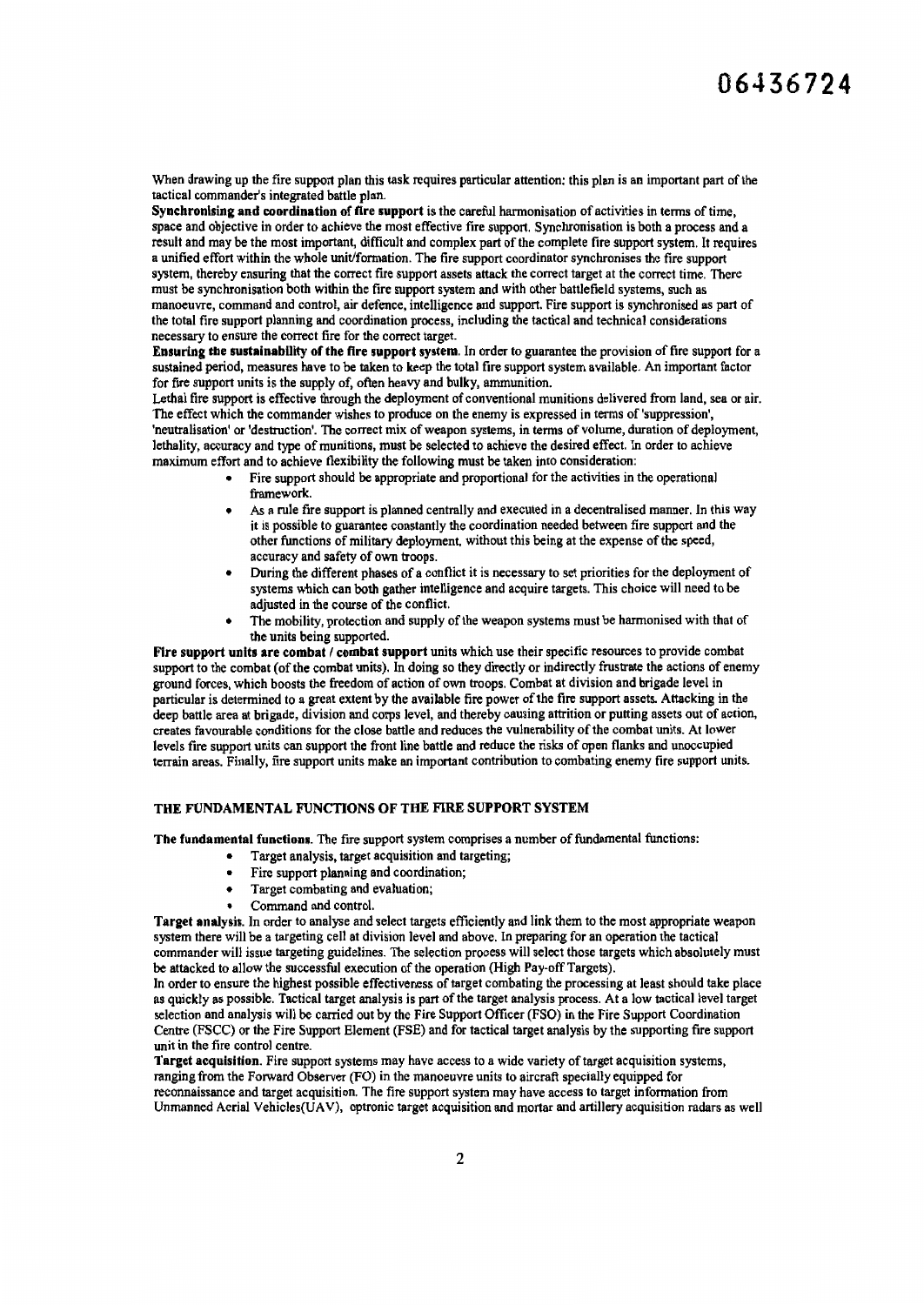When drawing up the fire support plan this task requires particular attention: this plan is an important part of the tactical commander's integrated battle plan.

**Synchronising and coordination of fire support** is the careful harmonisation of activities in terms of time, space and objective in order to achieve the most effective fire support. Synchronisation is both a process and a result and may be the most important, difficult and complex part of the complete fire support system. It requires a unified effort within the whole unit/formation. The fire support coordinator synchronises the fire support system, thereby ensuring that the correct fire support assets attack the correct target at the correct time. There must be synchronisation both within the fire support system and with other battlefield systems, such as manoeuvre, command and control, air defence, intelligence and support. Fire support is synchronised as part of the total fire support planning and coordination process, including the tactical and technical considerations necessary to ensure the correct fire for the correct target.

**Ensuring the sustainability of the fire support system.** In order to guarantee the provision of fire support for a sustained period, measures have to be taken to keep the total fire support system available. An important factor for fire support units is the supply of, often heavy and bulky, ammunition.

Lethal fire support is effective through the deployment of conventional munitions delivered from land, sea or air. The effect which the commander wishes to produce on the enemy is expressed in terms of 'suppression', 'neutralisation' or 'destruction'. The correct mix of weapon systems, in terms of volume, duration of deployment, lethality, accuracy and type of munitions, must be selected to achieve the desired effect. In order to achieve maximum effort and to achieve flexibility the following must be taken into consideration:

- Fire support should be appropriate and proportional for the activities in the operational framework.
- As a rule fire support is planned centrally and executed in a decentralised manner. In this way it is possible to guarantee constantly the coordination needed between fire support and the other functions of military deployment, without this being at the expense of the speed, accuracy and safety of own troops.
- During the different phases of a conflict it is necessary to set priorities for the deployment of systems which can both gather intelligence and acquire targets. This choice will need to be adjusted in the course of the conflict.
- The mobility, protection and supply of the weapon systems must be harmonised with that of the units being supported.

**Fire support units are combat / combat support** units which use their specific resources to provide combat support to the combat (of the combat units). In doing so they directly or indirectly frustrate the actions of enemy ground forces, which boosts the freedom of action of own troops. Combat at division and brigade level in particular is determined to a great extent by the available fire power of the fire support assets. Attacking in the deep battle area at brigade, division and corps level, and thereby causing attrition or putting assets out of action, creates favourable conditions for the close battle and reduces the vulnerability of the combat units. At lower levels fire support units can support the front line battle and reduce the risks of open flanks and unoccupied terrain areas. Finally, fire support units make an important contribution to combating enemy fire support units.

## THE FUNDAMENTAL FUNCTIONS OF THE FIRE SUPPORT SYSTEM

**The fundamental functions.** The fire support system comprises a number of fundamental functions:

- Target analysis, target acquisition and targeting;
- Fire support planning and coordination;
- Target combating and evaluation;
- Command and control.

**Target analysis.** In order to analyse and select targets efficiently and link them to the most appropriate weapon system there will be a targeting cell at division level and above. In preparing for an operation the tactical commander will issue targeting guidelines. The selection process will select those targets which absolutely must be attacked to allow the successful execution of the operation (High Pay-off Targets).

In order to ensure the highest possible effectiveness of target combating the processing at least should take place as quickly as possible. Tactical target analysis is part of the target analysis process. At a low tactical level target selection and analysis will be carried out by the Fire Support Officer (FSO) in the Fire Support Coordination Centre (FSCC) or the Fire Support Element (FSE) and for tactical target analysis by the supporting fire support unit in the fire control centre.

**Target acquisition.** Fire support systems may have access to a wide variety of target acquisition systems, ranging from the Forward Observer (FO) in the manoeuvre units to aircraft specially equipped for reconnaissance and target acquisition. The fire support system may have access to target information from Unmanned Aerial Vehicles(UAV), optronic target acquisition and mortar and artillery acquisition radars as well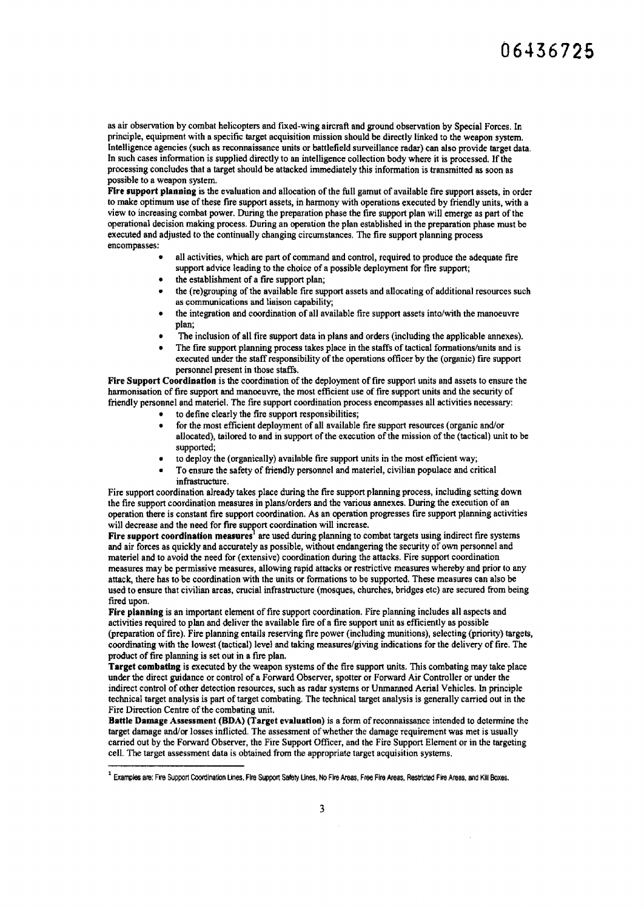as air observation by combat helicopters and fixed-wing aircraft and ground observation by Special Forces. In principle, equipment with a specific target acquisition mission should be directly linked to the weapon system. Intelligence agencies (such as reconnaissance units or battlefield surveillance radar) can also provide target data. In such cases information is supplied directly to an intelligence collection body where it is processed. If the processing concludes that a target should be attacked immediately this information is transmitted as soon as possible to a weapon system.

**Fire support planning** is the evaluation and allocation of the full gamut of available fire support assets, in order to make optimum use of these fire support assets, in harmony with operations executed by friendly units, with a view to increasing combat power. During the preparation phase the fire support plan will emerge as part of the operational decision making process. During an operation the plan established in the preparation phase must be executed and adjusted to the continually changing circumstances. The fire support planning process encompasses:

- all activities, which are part of command and control, required to produce the adequate fire support advice leading to the choice of a possible deployment for fire support;
- the establishment of a fire support plan;
- the (re)grouping of the available fire support assets and allocating of additional resources such as communications and liaison capability;
- the integration and coordination of all available fire support assets into/with the manoeuvre plan;
- The inclusion of all fire support data in plans and orders (including the applicable annexes).
- The fire support planning process takes place in the staffs of tactical formations/units and is executed under the staff responsibility of the operations officer by the (organic) fire support personnel present in those staffs.

**Fire Support Coordination** is the coordination of the deployment of fire support units and assets to ensure the harmonisation of fire support and manoeuvre, the most efficient use of fire support units and the security of friendly personnel and materiel. The fire support coordination process encompasses all activities necessary:

- to define clearly the fire support responsibilities;
- for the most efficient deployment of all available fire support resources (organic and/or allocated), tailored to and in support of the execution of the mission of the (tactical) unit to be supported;
- to deploy the (organically) available fire support units in the most efficient way;
- To ensure the safety of friendly personnel and materiel, civilian populace and critical infrastructure.

Fire support coordination already takes place during the fire support planning process, including setting down the fire support coordination measures in plans/orders and the various annexes. During the execution of an operation there is constant fire support coordination. As an operation progresses fire support planning activities will decrease and the need for fire support coordination will increase.

**Fire support coordination measures**[1] are used during planning to combat targets using indirect fire systems and air forces as quickly and accurately as possible, without endangering the security of own personnel and materiel and to avoid the need for (extensive) coordination during the attacks. Fire support coordination measures may be permissive measures, allowing rapid attacks or restrictive measures whereby and prior to any attack, there has to be coordination with the units or formations to be supported. These measures can also be used to ensure that civilian areas, crucial infrastructure (mosques, churches, bridges etc) are secured from being fired upon.

**Fire planning** is an important element of fire support coordination. Fire planning includes all aspects and activities required to plan and deliver the available fire of a fire support unit as efficiently as possible (preparation of fire). Fire planning entails reserving fire power (including munitions), selecting (priority) targets, coordinating with the lowest (tactical) level and taking measures/giving indications for the delivery of fire. The product of fire planning is set out in a fire plan.

**Target combating** is executed by the weapon systems of the fire support units. This combating may take place under the direct guidance or control of a Forward Observer, spotter or Forward Air Controller or under the indirect control of other detection resources, such as radar systems or Unmanned Aerial Vehicles. In principle technical target analysis is part of target combating. The technical target analysis is generally carried out in the Fire Direction Centre of the combating unit.

**Battle Damage Assessment (BDA) (Target evaluation)** is a form of reconnaissance intended to determine the target damage and/or losses inflicted. The assessment of whether the damage requirement was met is usually carried out by the Forward Observer, the Fire Support Officer, and the Fire Support Element or in the targeting cell. The target assessment data is obtained from the appropriate target acquisition systems.

---

[1] Examples are: Fire Support Coordination Lines, Fire Support Safety Lines, No Fire Areas, Free Fire Areas, Restricted Fire Areas, and Kill Boxes.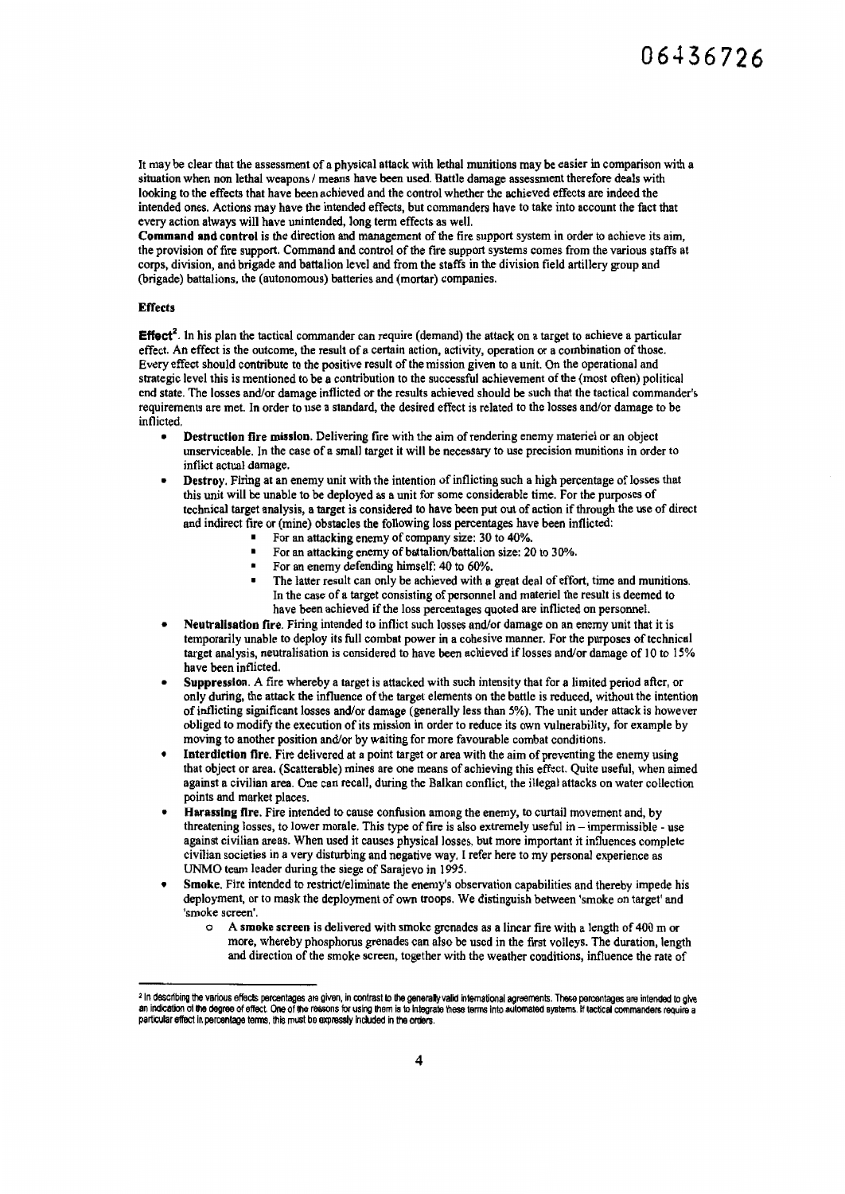06436726

It may be clear that the assessment of a physical attack with lethal munitions may be easier in comparison with a situation when non lethal weapons / means have been used. Battle damage assessment therefore deals with looking to the effects that have been achieved and the control whether the achieved effects are indeed the intended ones. Actions may have the intended effects, but commanders have to take into account the fact that every action always will have unintended, long term effects as well.

**Command and control** is the direction and management of the fire support system in order to achieve its aim, the provision of fire support. Command and control of the fire support systems comes from the various staffs at corps, division, and brigade and battalion level and from the staffs in the division field artillery group and (brigade) battalions, the (autonomous) batteries and (mortar) companies.

### Effects

**Effect**[2]. In his plan the tactical commander can require (demand) the attack on a target to achieve a particular effect. An effect is the outcome, the result of a certain action, activity, operation or a combination of those. Every effect should contribute to the positive result of the mission given to a unit. On the operational and strategic level this is mentioned to be a contribution to the successful achievement of the (most often) political end state. The losses and/or damage inflicted or the results achieved should be such that the tactical commander's requirements are met. In order to use a standard, the desired effect is related to the losses and/or damage to be inflicted.

- **Destruction fire mission.** Delivering fire with the aim of rendering enemy materiel or an object unserviceable. In the case of a small target it will be necessary to use precision munitions in order to inflict actual damage.
- **Destroy.** Firing at an enemy unit with the intention of inflicting such a high percentage of losses that this unit will be unable to be deployed as a unit for some considerable time. For the purposes of technical target analysis, a target is considered to have been put out of action if through the use of direct and indirect fire or (mine) obstacles the following loss percentages have been inflicted:
  - For an attacking enemy of company size: 30 to 40%.
  - For an attacking enemy of battalion/battalion size: 20 to 30%.
  - For an enemy defending himself: 40 to 60%.
  - The latter result can only be achieved with a great deal of effort, time and munitions. In the case of a target consisting of personnel and materiel the result is deemed to have been achieved if the loss percentages quoted are inflicted on personnel.
- **Neutralisation fire.** Firing intended to inflict such losses and/or damage on an enemy unit that it is temporarily unable to deploy its full combat power in a cohesive manner. For the purposes of technical target analysis, neutralisation is considered to have been achieved if losses and/or damage of 10 to 15% have been inflicted.
- **Suppression.** A fire whereby a target is attacked with such intensity that for a limited period after, or only during, the attack the influence of the target elements on the battle is reduced, without the intention of inflicting significant losses and/or damage (generally less than 5%). The unit under attack is however obliged to modify the execution of its mission in order to reduce its own vulnerability, for example by moving to another position and/or by waiting for more favourable combat conditions.
- **Interdiction fire.** Fire delivered at a point target or area with the aim of preventing the enemy using that object or area. (Scatterable) mines are one means of achieving this effect. Quite useful, when aimed against a civilian area. One can recall, during the Balkan conflict, the illegal attacks on water collection points and market places.
- **Harassing fire.** Fire intended to cause confusion among the enemy, to curtail movement and, by threatening losses, to lower morale. This type of fire is also extremely useful in – impermissible - use against civilian areas. When used it causes physical losses, but more important it influences complete civilian societies in a very disturbing and negative way. I refer here to my personal experience as UNMO team leader during the siege of Sarajevo in 1995.
- **Smoke.** Fire intended to restrict/eliminate the enemy's observation capabilities and thereby impede his deployment, or to mask the deployment of own troops. We distinguish between 'smoke on target' and 'smoke screen'.
  - **A smoke screen** is delivered with smoke grenades as a linear fire with a length of 400 m or more, whereby phosphorus grenades can also be used in the first volleys. The duration, length and direction of the smoke screen, together with the weather conditions, influence the rate of

---

[2] In describing the various effects percentages are given, in contrast to the generally valid international agreements. These percentages are intended to give an indication of the degree of effect. One of the reasons for using them is to integrate these terms into automated systems. If tactical commanders require a particular effect in percentage terms, this must be expressly included in the orders.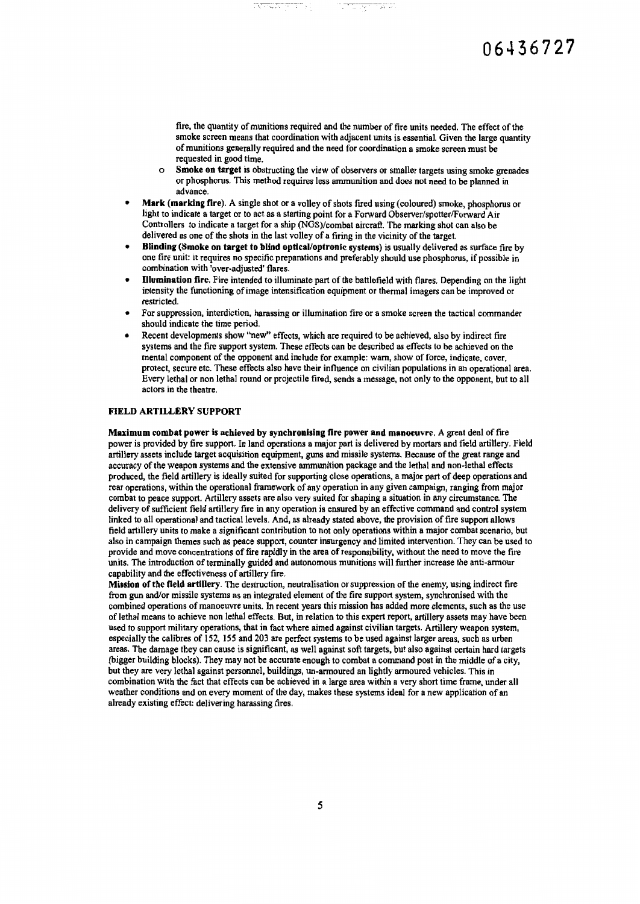fire, the quantity of munitions required and the number of fire units needed. The effect of the smoke screen means that coordination with adjacent units is essential. Given the large quantity of munitions generally required and the need for coordination a smoke screen must be requested in good time.

  - **Smoke on target** is obstructing the view of observers or smaller targets using smoke grenades or phosphorus. This method requires less ammunition and does not need to be planned in advance.
- **Mark (marking fire)**. A single shot or a volley of shots fired using (coloured) smoke, phosphorus or light to indicate a target or to act as a starting point for a Forward Observer/spotter/Forward Air Controllers to indicate a target for a ship (NGS)/combat aircraft. The marking shot can also be delivered as one of the shots in the last volley of a firing in the vicinity of the target.
- **Blinding (Smoke on target to blind optical/optronic systems)** is usually delivered as surface fire by one fire unit: it requires no specific preparations and preferably should use phosphorus, if possible in combination with 'over-adjusted' flares.
- **Illumination fire**. Fire intended to illuminate part of the battlefield with flares. Depending on the light intensity the functioning of image intensification equipment or thermal imagers can be improved or restricted.
- For suppression, interdiction, harassing or illumination fire or a smoke screen the tactical commander should indicate the time period.
- Recent developments show "new" effects, which are required to be achieved, also by indirect fire systems and the fire support system. These effects can be described as effects to be achieved on the mental component of the opponent and include for example: warn, show of force, indicate, cover, protect, secure etc. These effects also have their influence on civilian populations in an operational area. Every lethal or non lethal round or projectile fired, sends a message, not only to the opponent, but to all actors in the theatre.

## FIELD ARTILLERY SUPPORT

**Maximum combat power is achieved by synchronising fire power and manoeuvre.** A great deal of fire power is provided by fire support. In land operations a major part is delivered by mortars and field artillery. Field artillery assets include target acquisition equipment, guns and missile systems. Because of the great range and accuracy of the weapon systems and the extensive ammunition package and the lethal and non-lethal effects produced, the field artillery is ideally suited for supporting close operations, a major part of deep operations and rear operations, within the operational framework of any operation in any given campaign, ranging from major combat to peace support. Artillery assets are also very suited for shaping a situation in any circumstance. The delivery of sufficient field artillery fire in any operation is ensured by an effective command and control system linked to all operational and tactical levels. And, as already stated above, the provision of fire support allows field artillery units to make a significant contribution to not only operations within a major combat scenario, but also in campaign themes such as peace support, counter insurgency and limited intervention. They can be used to provide and move concentrations of fire rapidly in the area of responsibility, without the need to move the fire units. The introduction of terminally guided and autonomous munitions will further increase the anti-armour capability and the effectiveness of artillery fire.

**Mission of the field artillery**. The destruction, neutralisation or suppression of the enemy, using indirect fire from gun and/or missile systems as an integrated element of the fire support system, synchronised with the combined operations of manoeuvre units. In recent years this mission has added more elements, such as the use of lethal means to achieve non lethal effects. But, in relation to this expert report, artillery assets may have been used to support military operations, that in fact where aimed against civilian targets. Artillery weapon system, especially the calibres of 152, 155 and 203 are perfect systems to be used against larger areas, such as urban areas. The damage they can cause is significant, as well against soft targets, but also against certain hard targets (bigger building blocks). They may not be accurate enough to combat a command post in the middle of a city, but they are very lethal against personnel, buildings, un-armoured an lightly armoured vehicles. This in combination with the fact that effects can be achieved in a large area within a very short time frame, under all weather conditions and on every moment of the day, makes these systems ideal for a new application of an already existing effect: delivering harassing fires.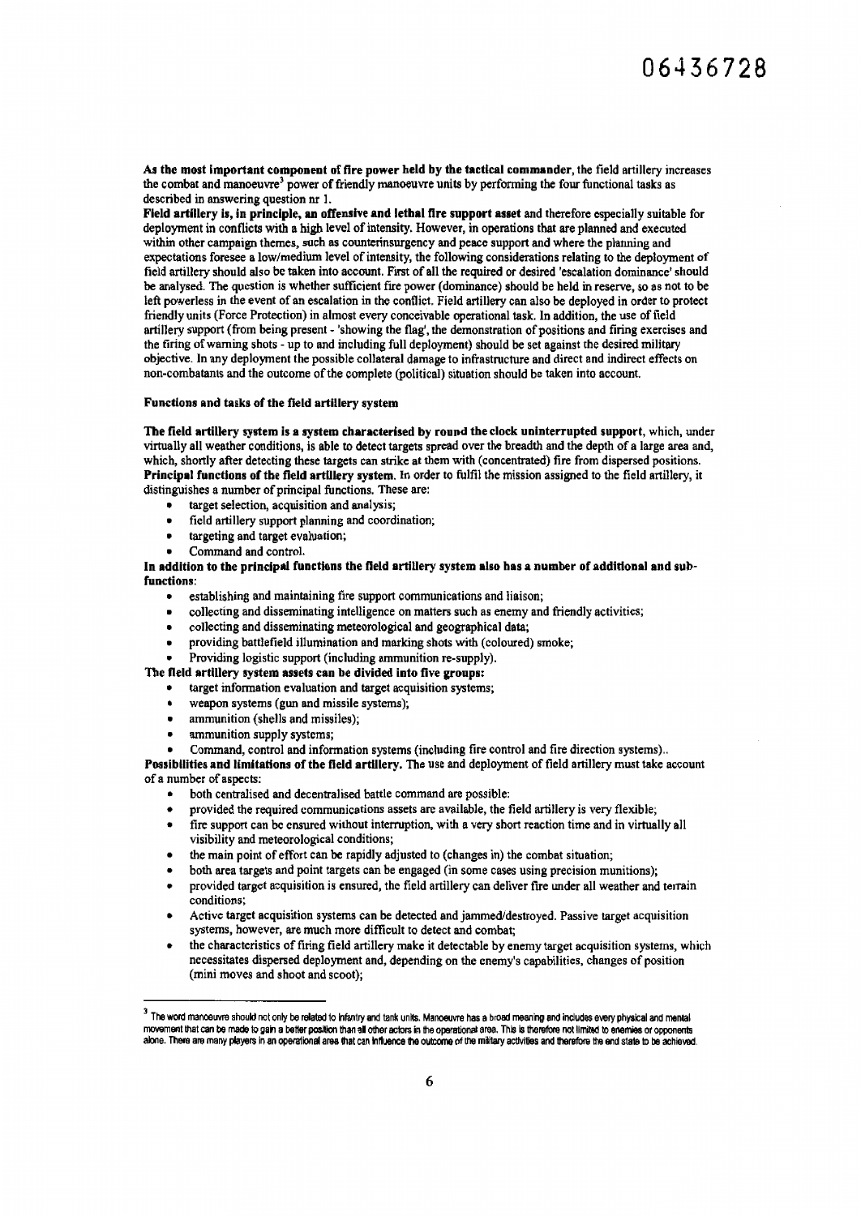**As the most important component of fire power held by the tactical commander**, the field artillery increases the combat and manoeuvre[3] power of friendly manoeuvre units by performing the four functional tasks as described in answering question nr 1.

**Field artillery is, in principle, an offensive and lethal fire support asset** and therefore especially suitable for deployment in conflicts with a high level of intensity. However, in operations that are planned and executed within other campaign themes, such as counterinsurgency and peace support and where the planning and expectations foresee a low/medium level of intensity, the following considerations relating to the deployment of field artillery should also be taken into account. First of all the required or desired 'escalation dominance' should be analysed. The question is whether sufficient fire power (dominance) should be held in reserve, so as not to be left powerless in the event of an escalation in the conflict. Field artillery can also be deployed in order to protect friendly units (Force Protection) in almost every conceivable operational task. In addition, the use of field artillery support (from being present - 'showing the flag', the demonstration of positions and firing exercises and the firing of warning shots - up to and including full deployment) should be set against the desired military objective. In any deployment the possible collateral damage to infrastructure and direct and indirect effects on non-combatants and the outcome of the complete (political) situation should be taken into account.

**Functions and tasks of the field artillery system**

**The field artillery system is a system characterised by round the clock uninterrupted support**, which, under virtually all weather conditions, is able to detect targets spread over the breadth and the depth of a large area and, which, shortly after detecting these targets can strike at them with (concentrated) fire from dispersed positions.

**Principal functions of the field artillery system.** In order to fulfil the mission assigned to the field artillery, it distinguishes a number of principal functions. These are:

- target selection, acquisition and analysis;
- field artillery support planning and coordination;
- targeting and target evaluation;
- Command and control.

**In addition to the principal functions the field artillery system also has a number of additional and sub-functions:**

- establishing and maintaining fire support communications and liaison;
- collecting and disseminating intelligence on matters such as enemy and friendly activities;
- collecting and disseminating meteorological and geographical data;
- providing battlefield illumination and marking shots with (coloured) smoke;
- Providing logistic support (including ammunition re-supply).

**The field artillery system assets can be divided into five groups:**

- target information evaluation and target acquisition systems;
- weapon systems (gun and missile systems);
- ammunition (shells and missiles);
- ammunition supply systems;
- Command, control and information systems (including fire control and fire direction systems)..

**Possibilities and limitations of the field artillery.** The use and deployment of field artillery must take account of a number of aspects:

- both centralised and decentralised battle command are possible:
- provided the required communications assets are available, the field artillery is very flexible;
- fire support can be ensured without interruption, with a very short reaction time and in virtually all visibility and meteorological conditions;
- the main point of effort can be rapidly adjusted to (changes in) the combat situation;
- both area targets and point targets can be engaged (in some cases using precision munitions);
- provided target acquisition is ensured, the field artillery can deliver fire under all weather and terrain conditions;
- Active target acquisition systems can be detected and jammed/destroyed. Passive target acquisition systems, however, are much more difficult to detect and combat;
- the characteristics of firing field artillery make it detectable by enemy target acquisition systems, which necessitates dispersed deployment and, depending on the enemy's capabilities, changes of position (mini moves and shoot and scoot);

---

[3] The word manoeuvre should not only be related to infantry and tank units. Manoeuvre has a broad meaning and includes every physical and mental movement that can be made to gain a better position than all other actors in the operational area. This is therefore not limited to enemies or opponents alone. There are many players in an operational area that can influence the outcome of the military activities and therefore the end state to be achieved.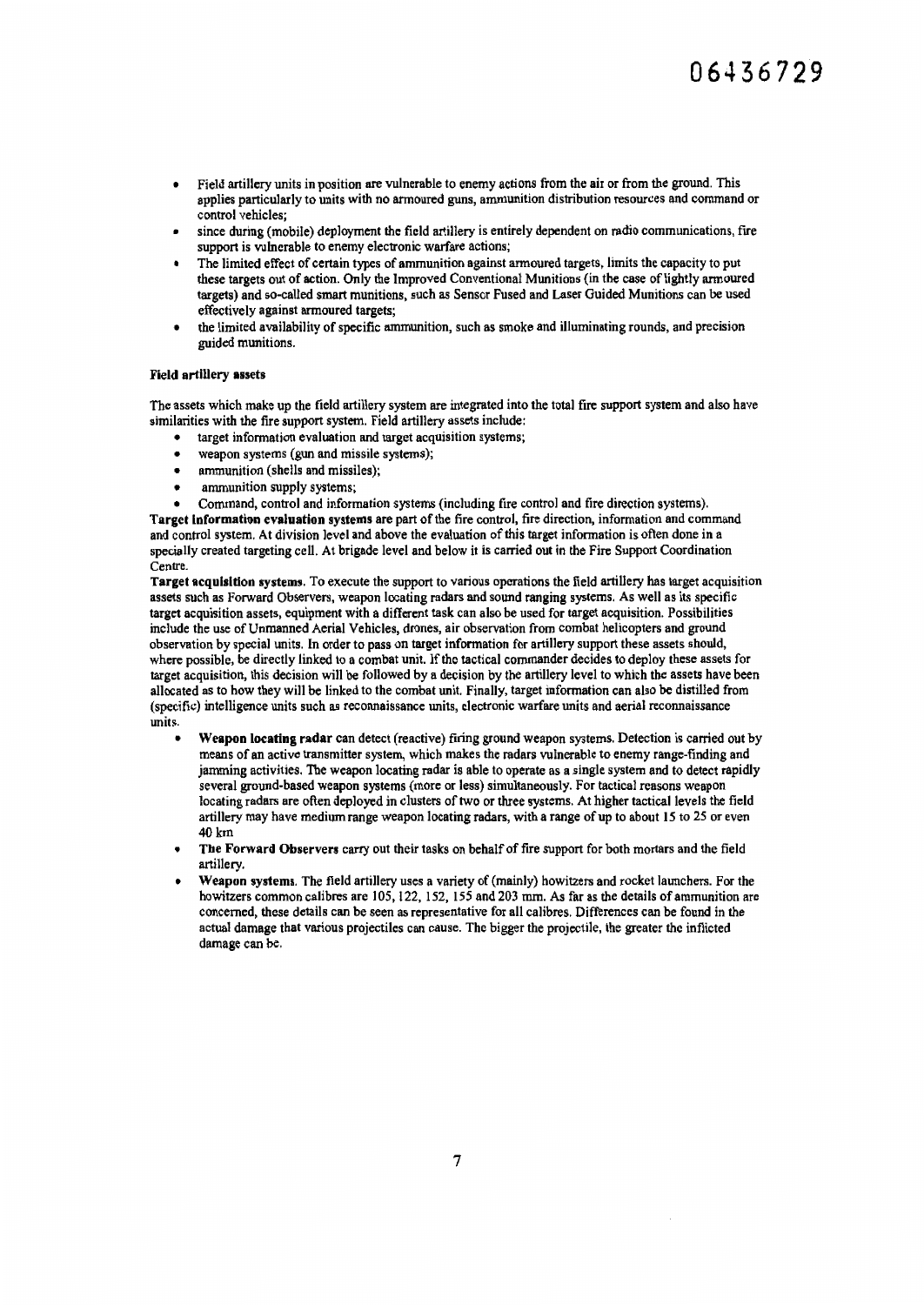- Field artillery units in position are vulnerable to enemy actions from the air or from the ground. This applies particularly to units with no armoured guns, ammunition distribution resources and command or control vehicles;
- since during (mobile) deployment the field artillery is entirely dependent on radio communications, fire support is vulnerable to enemy electronic warfare actions;
- The limited effect of certain types of ammunition against armoured targets, limits the capacity to put these targets out of action. Only the Improved Conventional Munitions (in the case of lightly armoured targets) and so-called smart munitions, such as Sensor Fused and Laser Guided Munitions can be used effectively against armoured targets;
- the limited availability of specific ammunition, such as smoke and illuminating rounds, and precision guided munitions.

**Field artillery assets**

The assets which make up the field artillery system are integrated into the total fire support system and also have similarities with the fire support system. Field artillery assets include:

- target information evaluation and target acquisition systems;
- weapon systems (gun and missile systems);
- ammunition (shells and missiles);
- ammunition supply systems;
- Command, control and information systems (including fire control and fire direction systems).

**Target information evaluation systems** are part of the fire control, fire direction, information and command and control system. At division level and above the evaluation of this target information is often done in a specially created targeting cell. At brigade level and below it is carried out in the Fire Support Coordination Centre.

**Target acquisition systems.** To execute the support to various operations the field artillery has target acquisition assets such as Forward Observers, weapon locating radars and sound ranging systems. As well as its specific target acquisition assets, equipment with a different task can also be used for target acquisition. Possibilities include the use of Unmanned Aerial Vehicles, drones, air observation from combat helicopters and ground observation by special units. In order to pass on target information for artillery support these assets should, where possible, be directly linked to a combat unit. If the tactical commander decides to deploy these assets for target acquisition, this decision will be followed by a decision by the artillery level to which the assets have been allocated as to how they will be linked to the combat unit. Finally, target information can also be distilled from (specific) intelligence units such as reconnaissance units, electronic warfare units and aerial reconnaissance units.

- **Weapon locating radar** can detect (reactive) firing ground weapon systems. Detection is carried out by means of an active transmitter system, which makes the radars vulnerable to enemy range-finding and jamming activities. The weapon locating radar is able to operate as a single system and to detect rapidly several ground-based weapon systems (more or less) simultaneously. For tactical reasons weapon locating radars are often deployed in clusters of two or three systems. At higher tactical levels the field artillery may have medium range weapon locating radars, with a range of up to about 15 to 25 or even 40 km
- **The Forward Observers** carry out their tasks on behalf of fire support for both mortars and the field artillery.
- **Weapon systems.** The field artillery uses a variety of (mainly) howitzers and rocket launchers. For the howitzers common calibres are 105, 122, 152, 155 and 203 mm. As far as the details of ammunition are concerned, these details can be seen as representative for all calibres. Differences can be found in the actual damage that various projectiles can cause. The bigger the projectile, the greater the inflicted damage can be.